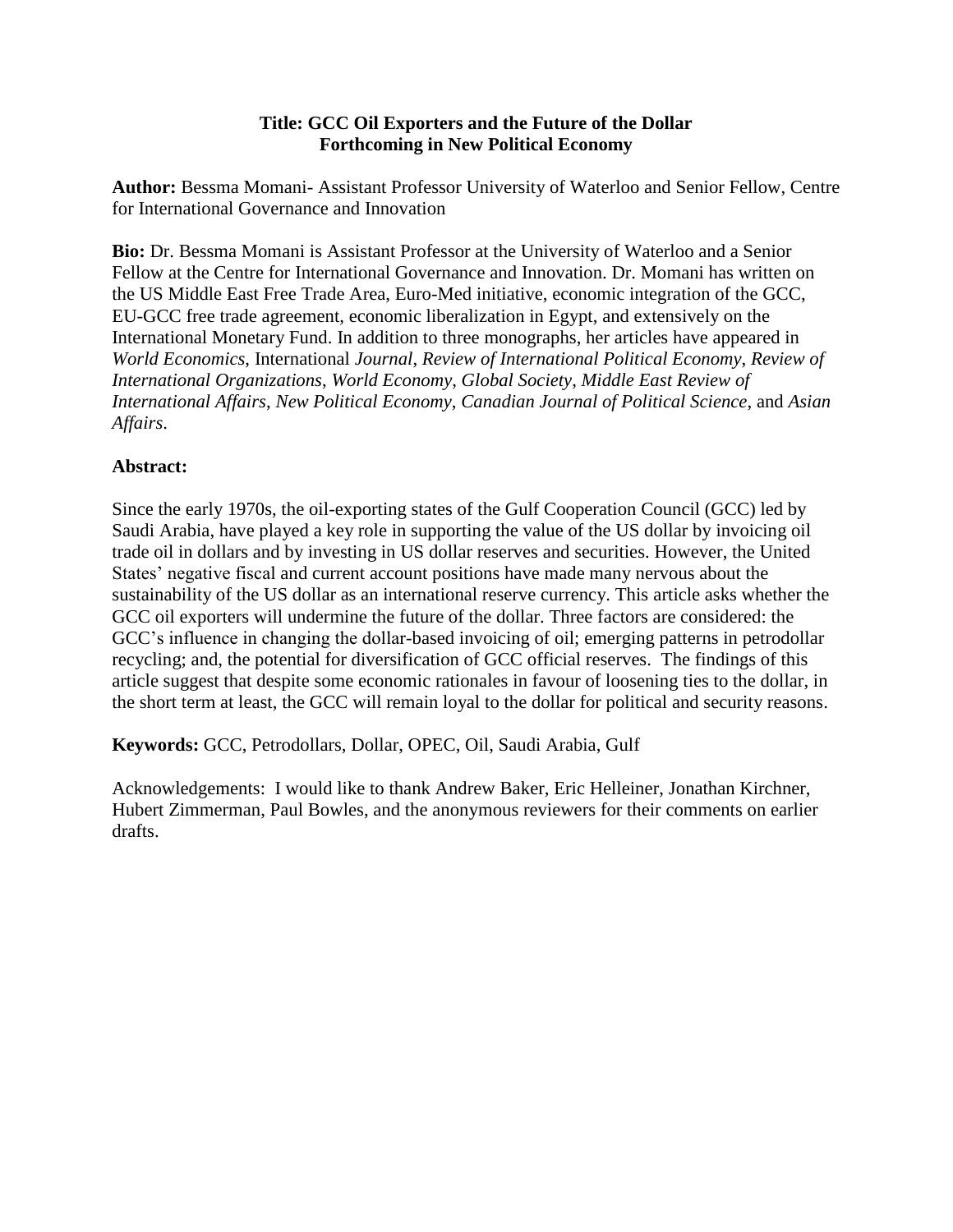**Title: GCC Oil Exporters and the Future of the Dollar**
**Forthcoming in New Political Economy**

**Author:** Bessma Momani- Assistant Professor University of Waterloo and Senior Fellow, Centre for International Governance and Innovation

**Bio:** Dr. Bessma Momani is Assistant Professor at the University of Waterloo and a Senior Fellow at the Centre for International Governance and Innovation. Dr. Momani has written on the US Middle East Free Trade Area, Euro-Med initiative, economic integration of the GCC, EU-GCC free trade agreement, economic liberalization in Egypt, and extensively on the International Monetary Fund. In addition to three monographs, her articles have appeared in *World Economics*, International *Journal*, *Review of International Political Economy*, *Review of International Organizations*, *World Economy*, *Global Society*, *Middle East Review of International Affairs*, *New Political Economy*, *Canadian Journal of Political Science*, and *Asian Affairs*.

**Abstract:**

Since the early 1970s, the oil-exporting states of the Gulf Cooperation Council (GCC) led by Saudi Arabia, have played a key role in supporting the value of the US dollar by invoicing oil trade oil in dollars and by investing in US dollar reserves and securities. However, the United States' negative fiscal and current account positions have made many nervous about the sustainability of the US dollar as an international reserve currency. This article asks whether the GCC oil exporters will undermine the future of the dollar. Three factors are considered: the GCC's influence in changing the dollar-based invoicing of oil; emerging patterns in petrodollar recycling; and, the potential for diversification of GCC official reserves. The findings of this article suggest that despite some economic rationales in favour of loosening ties to the dollar, in the short term at least, the GCC will remain loyal to the dollar for political and security reasons.

**Keywords:** GCC, Petrodollars, Dollar, OPEC, Oil, Saudi Arabia, Gulf

Acknowledgements: I would like to thank Andrew Baker, Eric Helleiner, Jonathan Kirchner, Hubert Zimmerman, Paul Bowles, and the anonymous reviewers for their comments on earlier drafts.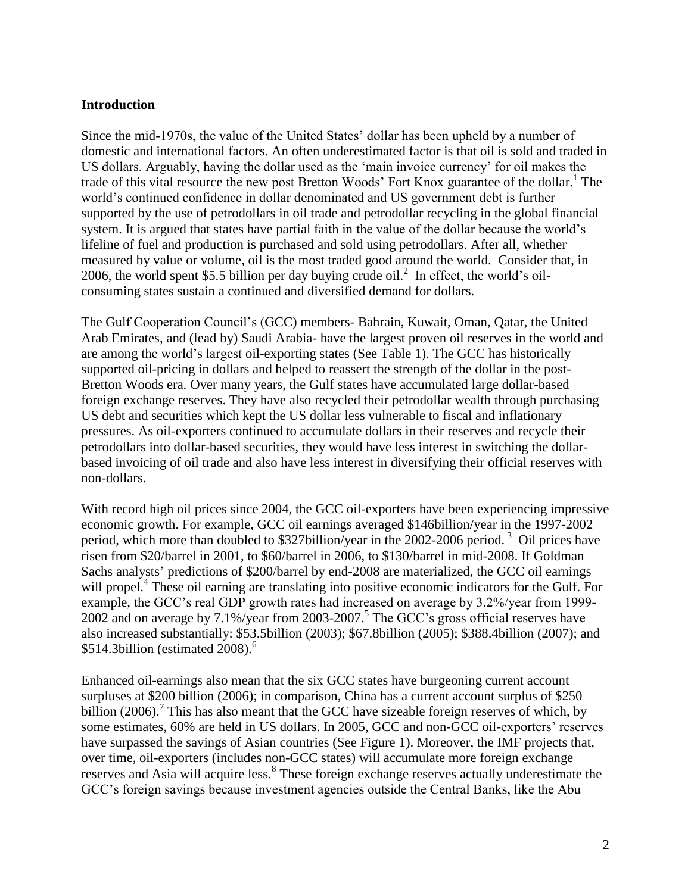**Introduction**

Since the mid-1970s, the value of the United States' dollar has been upheld by a number of domestic and international factors. An often underestimated factor is that oil is sold and traded in US dollars. Arguably, having the dollar used as the 'main invoice currency' for oil makes the trade of this vital resource the new post Bretton Woods' Fort Knox guarantee of the dollar.[1] The world's continued confidence in dollar denominated and US government debt is further supported by the use of petrodollars in oil trade and petrodollar recycling in the global financial system. It is argued that states have partial faith in the value of the dollar because the world's lifeline of fuel and production is purchased and sold using petrodollars. After all, whether measured by value or volume, oil is the most traded good around the world. Consider that, in 2006, the world spent \$5.5 billion per day buying crude oil.[2] In effect, the world's oil-consuming states sustain a continued and diversified demand for dollars.

The Gulf Cooperation Council's (GCC) members- Bahrain, Kuwait, Oman, Qatar, the United Arab Emirates, and (lead by) Saudi Arabia- have the largest proven oil reserves in the world and are among the world's largest oil-exporting states (See Table 1). The GCC has historically supported oil-pricing in dollars and helped to reassert the strength of the dollar in the post-Bretton Woods era. Over many years, the Gulf states have accumulated large dollar-based foreign exchange reserves. They have also recycled their petrodollar wealth through purchasing US debt and securities which kept the US dollar less vulnerable to fiscal and inflationary pressures. As oil-exporters continued to accumulate dollars in their reserves and recycle their petrodollars into dollar-based securities, they would have less interest in switching the dollar-based invoicing of oil trade and also have less interest in diversifying their official reserves with non-dollars.

With record high oil prices since 2004, the GCC oil-exporters have been experiencing impressive economic growth. For example, GCC oil earnings averaged \$146billion/year in the 1997-2002 period, which more than doubled to \$327billion/year in the 2002-2006 period.[3] Oil prices have risen from \$20/barrel in 2001, to \$60/barrel in 2006, to \$130/barrel in mid-2008. If Goldman Sachs analysts' predictions of \$200/barrel by end-2008 are materialized, the GCC oil earnings will propel.[4] These oil earning are translating into positive economic indicators for the Gulf. For example, the GCC's real GDP growth rates had increased on average by 3.2%/year from 1999-2002 and on average by 7.1%/year from 2003-2007.[5] The GCC's gross official reserves have also increased substantially: \$53.5billion (2003); \$67.8billion (2005); \$388.4billion (2007); and \$514.3billion (estimated 2008).[6]

Enhanced oil-earnings also mean that the six GCC states have burgeoning current account surpluses at \$200 billion (2006); in comparison, China has a current account surplus of \$250 billion (2006).[7] This has also meant that the GCC have sizeable foreign reserves of which, by some estimates, 60% are held in US dollars. In 2005, GCC and non-GCC oil-exporters' reserves have surpassed the savings of Asian countries (See Figure 1). Moreover, the IMF projects that, over time, oil-exporters (includes non-GCC states) will accumulate more foreign exchange reserves and Asia will acquire less.[8] These foreign exchange reserves actually underestimate the GCC's foreign savings because investment agencies outside the Central Banks, like the Abu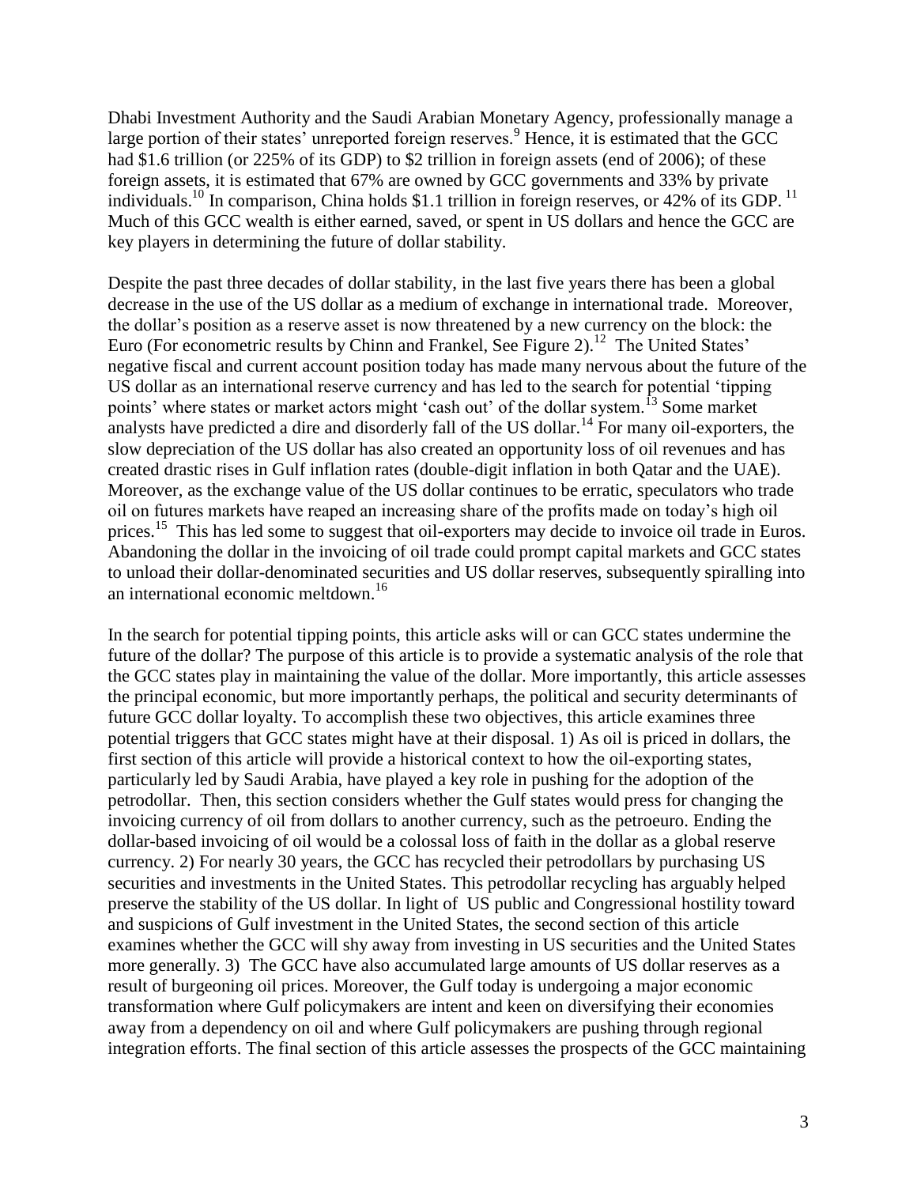Dhabi Investment Authority and the Saudi Arabian Monetary Agency, professionally manage a large portion of their states' unreported foreign reserves.[9] Hence, it is estimated that the GCC had $1.6 trillion (or 225% of its GDP) to $2 trillion in foreign assets (end of 2006); of these foreign assets, it is estimated that 67% are owned by GCC governments and 33% by private individuals.[10] In comparison, China holds $1.1 trillion in foreign reserves, or 42% of its GDP.[11] Much of this GCC wealth is either earned, saved, or spent in US dollars and hence the GCC are key players in determining the future of dollar stability.

Despite the past three decades of dollar stability, in the last five years there has been a global decrease in the use of the US dollar as a medium of exchange in international trade. Moreover, the dollar's position as a reserve asset is now threatened by a new currency on the block: the Euro (For econometric results by Chinn and Frankel, See Figure 2).[12] The United States' negative fiscal and current account position today has made many nervous about the future of the US dollar as an international reserve currency and has led to the search for potential 'tipping points' where states or market actors might 'cash out' of the dollar system.[13] Some market analysts have predicted a dire and disorderly fall of the US dollar.[14] For many oil-exporters, the slow depreciation of the US dollar has also created an opportunity loss of oil revenues and has created drastic rises in Gulf inflation rates (double-digit inflation in both Qatar and the UAE). Moreover, as the exchange value of the US dollar continues to be erratic, speculators who trade oil on futures markets have reaped an increasing share of the profits made on today's high oil prices.[15] This has led some to suggest that oil-exporters may decide to invoice oil trade in Euros. Abandoning the dollar in the invoicing of oil trade could prompt capital markets and GCC states to unload their dollar-denominated securities and US dollar reserves, subsequently spiralling into an international economic meltdown.[16]

In the search for potential tipping points, this article asks will or can GCC states undermine the future of the dollar? The purpose of this article is to provide a systematic analysis of the role that the GCC states play in maintaining the value of the dollar. More importantly, this article assesses the principal economic, but more importantly perhaps, the political and security determinants of future GCC dollar loyalty. To accomplish these two objectives, this article examines three potential triggers that GCC states might have at their disposal. 1) As oil is priced in dollars, the first section of this article will provide a historical context to how the oil-exporting states, particularly led by Saudi Arabia, have played a key role in pushing for the adoption of the petrodollar. Then, this section considers whether the Gulf states would press for changing the invoicing currency of oil from dollars to another currency, such as the petroeuro. Ending the dollar-based invoicing of oil would be a colossal loss of faith in the dollar as a global reserve currency. 2) For nearly 30 years, the GCC has recycled their petrodollars by purchasing US securities and investments in the United States. This petrodollar recycling has arguably helped preserve the stability of the US dollar. In light of US public and Congressional hostility toward and suspicions of Gulf investment in the United States, the second section of this article examines whether the GCC will shy away from investing in US securities and the United States more generally. 3) The GCC have also accumulated large amounts of US dollar reserves as a result of burgeoning oil prices. Moreover, the Gulf today is undergoing a major economic transformation where Gulf policymakers are intent and keen on diversifying their economies away from a dependency on oil and where Gulf policymakers are pushing through regional integration efforts. The final section of this article assesses the prospects of the GCC maintaining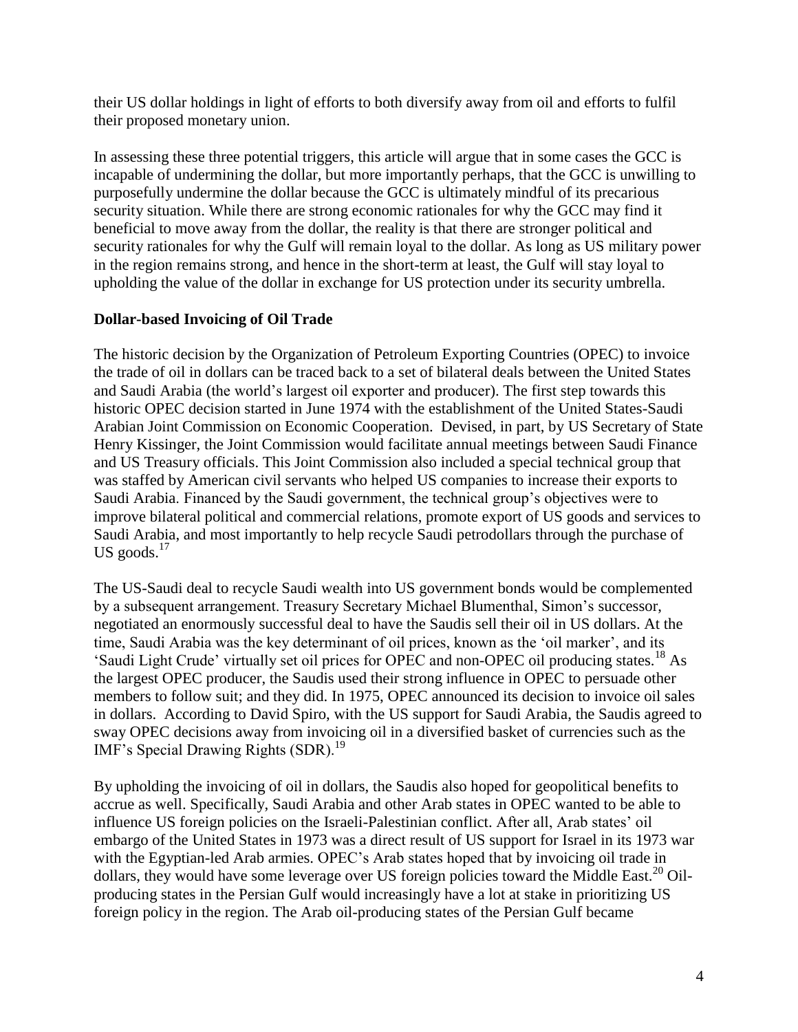their US dollar holdings in light of efforts to both diversify away from oil and efforts to fulfil their proposed monetary union.

In assessing these three potential triggers, this article will argue that in some cases the GCC is incapable of undermining the dollar, but more importantly perhaps, that the GCC is unwilling to purposefully undermine the dollar because the GCC is ultimately mindful of its precarious security situation. While there are strong economic rationales for why the GCC may find it beneficial to move away from the dollar, the reality is that there are stronger political and security rationales for why the Gulf will remain loyal to the dollar. As long as US military power in the region remains strong, and hence in the short-term at least, the Gulf will stay loyal to upholding the value of the dollar in exchange for US protection under its security umbrella.

**Dollar-based Invoicing of Oil Trade**

The historic decision by the Organization of Petroleum Exporting Countries (OPEC) to invoice the trade of oil in dollars can be traced back to a set of bilateral deals between the United States and Saudi Arabia (the world's largest oil exporter and producer). The first step towards this historic OPEC decision started in June 1974 with the establishment of the United States-Saudi Arabian Joint Commission on Economic Cooperation. Devised, in part, by US Secretary of State Henry Kissinger, the Joint Commission would facilitate annual meetings between Saudi Finance and US Treasury officials. This Joint Commission also included a special technical group that was staffed by American civil servants who helped US companies to increase their exports to Saudi Arabia. Financed by the Saudi government, the technical group's objectives were to improve bilateral political and commercial relations, promote export of US goods and services to Saudi Arabia, and most importantly to help recycle Saudi petrodollars through the purchase of US goods.[17]

The US-Saudi deal to recycle Saudi wealth into US government bonds would be complemented by a subsequent arrangement. Treasury Secretary Michael Blumenthal, Simon's successor, negotiated an enormously successful deal to have the Saudis sell their oil in US dollars. At the time, Saudi Arabia was the key determinant of oil prices, known as the 'oil marker', and its 'Saudi Light Crude' virtually set oil prices for OPEC and non-OPEC oil producing states.[18] As the largest OPEC producer, the Saudis used their strong influence in OPEC to persuade other members to follow suit; and they did. In 1975, OPEC announced its decision to invoice oil sales in dollars. According to David Spiro, with the US support for Saudi Arabia, the Saudis agreed to sway OPEC decisions away from invoicing oil in a diversified basket of currencies such as the IMF's Special Drawing Rights (SDR).[19]

By upholding the invoicing of oil in dollars, the Saudis also hoped for geopolitical benefits to accrue as well. Specifically, Saudi Arabia and other Arab states in OPEC wanted to be able to influence US foreign policies on the Israeli-Palestinian conflict. After all, Arab states' oil embargo of the United States in 1973 was a direct result of US support for Israel in its 1973 war with the Egyptian-led Arab armies. OPEC's Arab states hoped that by invoicing oil trade in dollars, they would have some leverage over US foreign policies toward the Middle East.[20] Oil-producing states in the Persian Gulf would increasingly have a lot at stake in prioritizing US foreign policy in the region. The Arab oil-producing states of the Persian Gulf became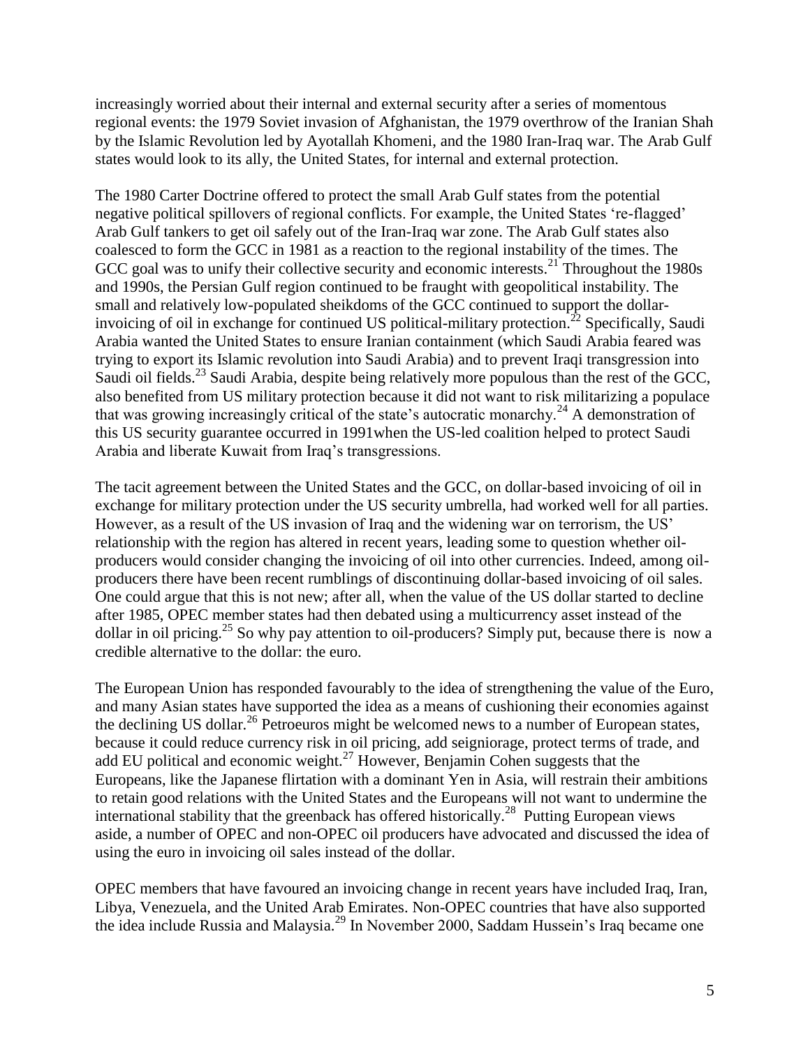increasingly worried about their internal and external security after a series of momentous regional events: the 1979 Soviet invasion of Afghanistan, the 1979 overthrow of the Iranian Shah by the Islamic Revolution led by Ayotallah Khomeni, and the 1980 Iran-Iraq war. The Arab Gulf states would look to its ally, the United States, for internal and external protection.

The 1980 Carter Doctrine offered to protect the small Arab Gulf states from the potential negative political spillovers of regional conflicts. For example, the United States 're-flagged' Arab Gulf tankers to get oil safely out of the Iran-Iraq war zone. The Arab Gulf states also coalesced to form the GCC in 1981 as a reaction to the regional instability of the times. The GCC goal was to unify their collective security and economic interests.[21] Throughout the 1980s and 1990s, the Persian Gulf region continued to be fraught with geopolitical instability. The small and relatively low-populated sheikdoms of the GCC continued to support the dollar-invoicing of oil in exchange for continued US political-military protection.[22] Specifically, Saudi Arabia wanted the United States to ensure Iranian containment (which Saudi Arabia feared was trying to export its Islamic revolution into Saudi Arabia) and to prevent Iraqi transgression into Saudi oil fields.[23] Saudi Arabia, despite being relatively more populous than the rest of the GCC, also benefited from US military protection because it did not want to risk militarizing a populace that was growing increasingly critical of the state's autocratic monarchy.[24] A demonstration of this US security guarantee occurred in 1991when the US-led coalition helped to protect Saudi Arabia and liberate Kuwait from Iraq's transgressions.

The tacit agreement between the United States and the GCC, on dollar-based invoicing of oil in exchange for military protection under the US security umbrella, had worked well for all parties. However, as a result of the US invasion of Iraq and the widening war on terrorism, the US' relationship with the region has altered in recent years, leading some to question whether oil-producers would consider changing the invoicing of oil into other currencies. Indeed, among oil-producers there have been recent rumblings of discontinuing dollar-based invoicing of oil sales. One could argue that this is not new; after all, when the value of the US dollar started to decline after 1985, OPEC member states had then debated using a multicurrency asset instead of the dollar in oil pricing.[25] So why pay attention to oil-producers? Simply put, because there is now a credible alternative to the dollar: the euro.

The European Union has responded favourably to the idea of strengthening the value of the Euro, and many Asian states have supported the idea as a means of cushioning their economies against the declining US dollar.[26] Petroeuros might be welcomed news to a number of European states, because it could reduce currency risk in oil pricing, add seigniorage, protect terms of trade, and add EU political and economic weight.[27] However, Benjamin Cohen suggests that the Europeans, like the Japanese flirtation with a dominant Yen in Asia, will restrain their ambitions to retain good relations with the United States and the Europeans will not want to undermine the international stability that the greenback has offered historically.[28] Putting European views aside, a number of OPEC and non-OPEC oil producers have advocated and discussed the idea of using the euro in invoicing oil sales instead of the dollar.

OPEC members that have favoured an invoicing change in recent years have included Iraq, Iran, Libya, Venezuela, and the United Arab Emirates. Non-OPEC countries that have also supported the idea include Russia and Malaysia.[29] In November 2000, Saddam Hussein's Iraq became one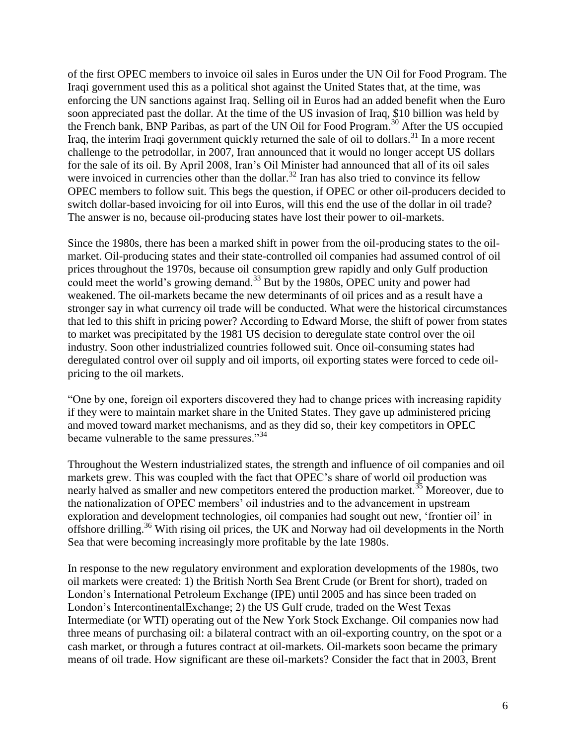of the first OPEC members to invoice oil sales in Euros under the UN Oil for Food Program. The Iraqi government used this as a political shot against the United States that, at the time, was enforcing the UN sanctions against Iraq. Selling oil in Euros had an added benefit when the Euro soon appreciated past the dollar. At the time of the US invasion of Iraq, $10 billion was held by the French bank, BNP Paribas, as part of the UN Oil for Food Program.[30] After the US occupied Iraq, the interim Iraqi government quickly returned the sale of oil to dollars.[31] In a more recent challenge to the petrodollar, in 2007, Iran announced that it would no longer accept US dollars for the sale of its oil. By April 2008, Iran's Oil Minister had announced that all of its oil sales were invoiced in currencies other than the dollar.[32] Iran has also tried to convince its fellow OPEC members to follow suit. This begs the question, if OPEC or other oil-producers decided to switch dollar-based invoicing for oil into Euros, will this end the use of the dollar in oil trade? The answer is no, because oil-producing states have lost their power to oil-markets.

Since the 1980s, there has been a marked shift in power from the oil-producing states to the oil-market. Oil-producing states and their state-controlled oil companies had assumed control of oil prices throughout the 1970s, because oil consumption grew rapidly and only Gulf production could meet the world's growing demand.[33] But by the 1980s, OPEC unity and power had weakened. The oil-markets became the new determinants of oil prices and as a result have a stronger say in what currency oil trade will be conducted. What were the historical circumstances that led to this shift in pricing power? According to Edward Morse, the shift of power from states to market was precipitated by the 1981 US decision to deregulate state control over the oil industry. Soon other industrialized countries followed suit. Once oil-consuming states had deregulated control over oil supply and oil imports, oil exporting states were forced to cede oil-pricing to the oil markets.

"One by one, foreign oil exporters discovered they had to change prices with increasing rapidity if they were to maintain market share in the United States. They gave up administered pricing and moved toward market mechanisms, and as they did so, their key competitors in OPEC became vulnerable to the same pressures."[34]

Throughout the Western industrialized states, the strength and influence of oil companies and oil markets grew. This was coupled with the fact that OPEC's share of world oil production was nearly halved as smaller and new competitors entered the production market.[35] Moreover, due to the nationalization of OPEC members' oil industries and to the advancement in upstream exploration and development technologies, oil companies had sought out new, 'frontier oil' in offshore drilling.[36] With rising oil prices, the UK and Norway had oil developments in the North Sea that were becoming increasingly more profitable by the late 1980s.

In response to the new regulatory environment and exploration developments of the 1980s, two oil markets were created: 1) the British North Sea Brent Crude (or Brent for short), traded on London's International Petroleum Exchange (IPE) until 2005 and has since been traded on London's IntercontinentalExchange; 2) the US Gulf crude, traded on the West Texas Intermediate (or WTI) operating out of the New York Stock Exchange. Oil companies now had three means of purchasing oil: a bilateral contract with an oil-exporting country, on the spot or a cash market, or through a futures contract at oil-markets. Oil-markets soon became the primary means of oil trade. How significant are these oil-markets? Consider the fact that in 2003, Brent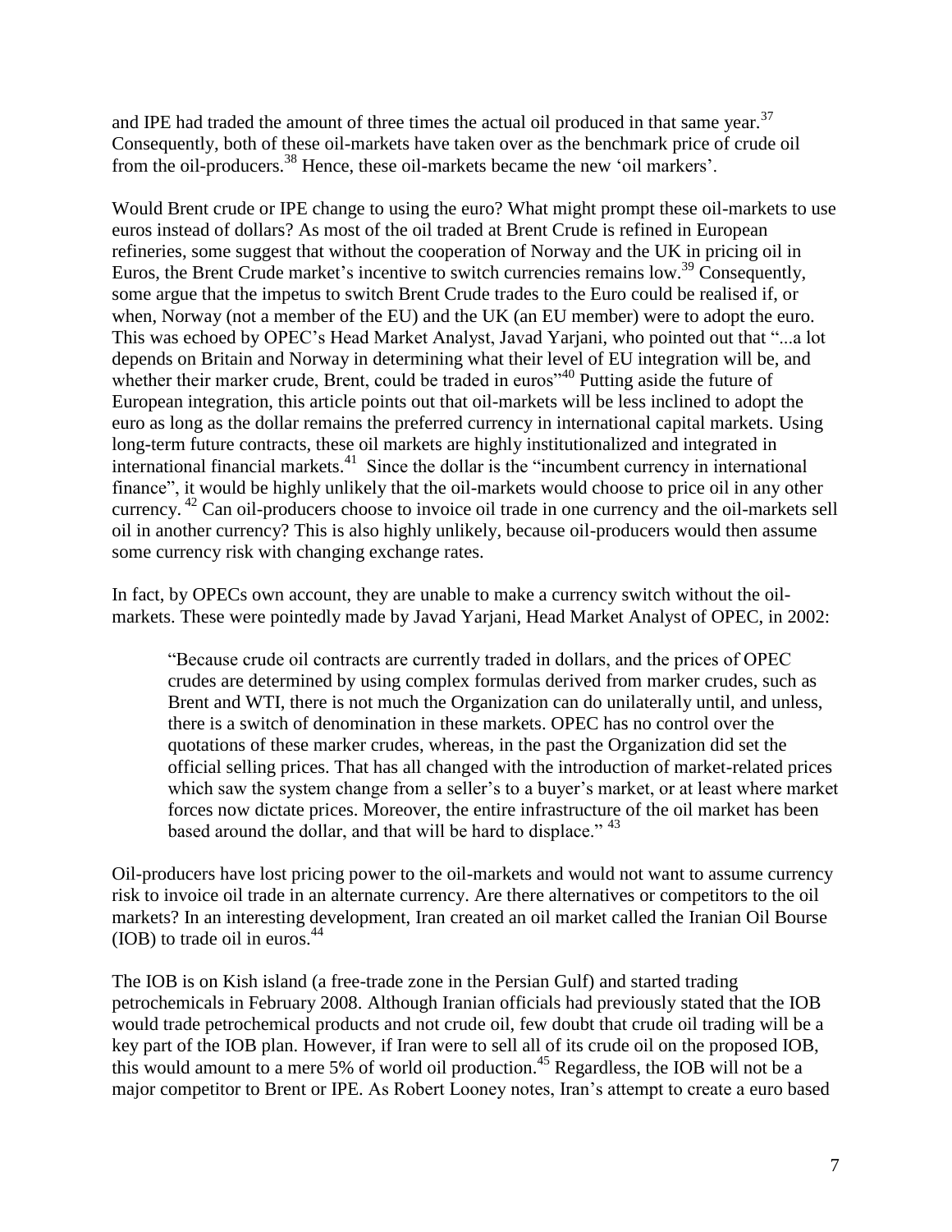and IPE had traded the amount of three times the actual oil produced in that same year.[37] Consequently, both of these oil-markets have taken over as the benchmark price of crude oil from the oil-producers.[38] Hence, these oil-markets became the new 'oil markers'.

Would Brent crude or IPE change to using the euro? What might prompt these oil-markets to use euros instead of dollars? As most of the oil traded at Brent Crude is refined in European refineries, some suggest that without the cooperation of Norway and the UK in pricing oil in Euros, the Brent Crude market's incentive to switch currencies remains low.[39] Consequently, some argue that the impetus to switch Brent Crude trades to the Euro could be realised if, or when, Norway (not a member of the EU) and the UK (an EU member) were to adopt the euro. This was echoed by OPEC's Head Market Analyst, Javad Yarjani, who pointed out that "...a lot depends on Britain and Norway in determining what their level of EU integration will be, and whether their marker crude, Brent, could be traded in euros"[40] Putting aside the future of European integration, this article points out that oil-markets will be less inclined to adopt the euro as long as the dollar remains the preferred currency in international capital markets. Using long-term future contracts, these oil markets are highly institutionalized and integrated in international financial markets.[41] Since the dollar is the "incumbent currency in international finance", it would be highly unlikely that the oil-markets would choose to price oil in any other currency. [42] Can oil-producers choose to invoice oil trade in one currency and the oil-markets sell oil in another currency? This is also highly unlikely, because oil-producers would then assume some currency risk with changing exchange rates.

In fact, by OPECs own account, they are unable to make a currency switch without the oil-markets. These were pointedly made by Javad Yarjani, Head Market Analyst of OPEC, in 2002:

> "Because crude oil contracts are currently traded in dollars, and the prices of OPEC crudes are determined by using complex formulas derived from marker crudes, such as Brent and WTI, there is not much the Organization can do unilaterally until, and unless, there is a switch of denomination in these markets. OPEC has no control over the quotations of these marker crudes, whereas, in the past the Organization did set the official selling prices. That has all changed with the introduction of market-related prices which saw the system change from a seller's to a buyer's market, or at least where market forces now dictate prices. Moreover, the entire infrastructure of the oil market has been based around the dollar, and that will be hard to displace." [43]

Oil-producers have lost pricing power to the oil-markets and would not want to assume currency risk to invoice oil trade in an alternate currency. Are there alternatives or competitors to the oil markets? In an interesting development, Iran created an oil market called the Iranian Oil Bourse (IOB) to trade oil in euros.[44]

The IOB is on Kish island (a free-trade zone in the Persian Gulf) and started trading petrochemicals in February 2008. Although Iranian officials had previously stated that the IOB would trade petrochemical products and not crude oil, few doubt that crude oil trading will be a key part of the IOB plan. However, if Iran were to sell all of its crude oil on the proposed IOB, this would amount to a mere 5% of world oil production.[45] Regardless, the IOB will not be a major competitor to Brent or IPE. As Robert Looney notes, Iran's attempt to create a euro based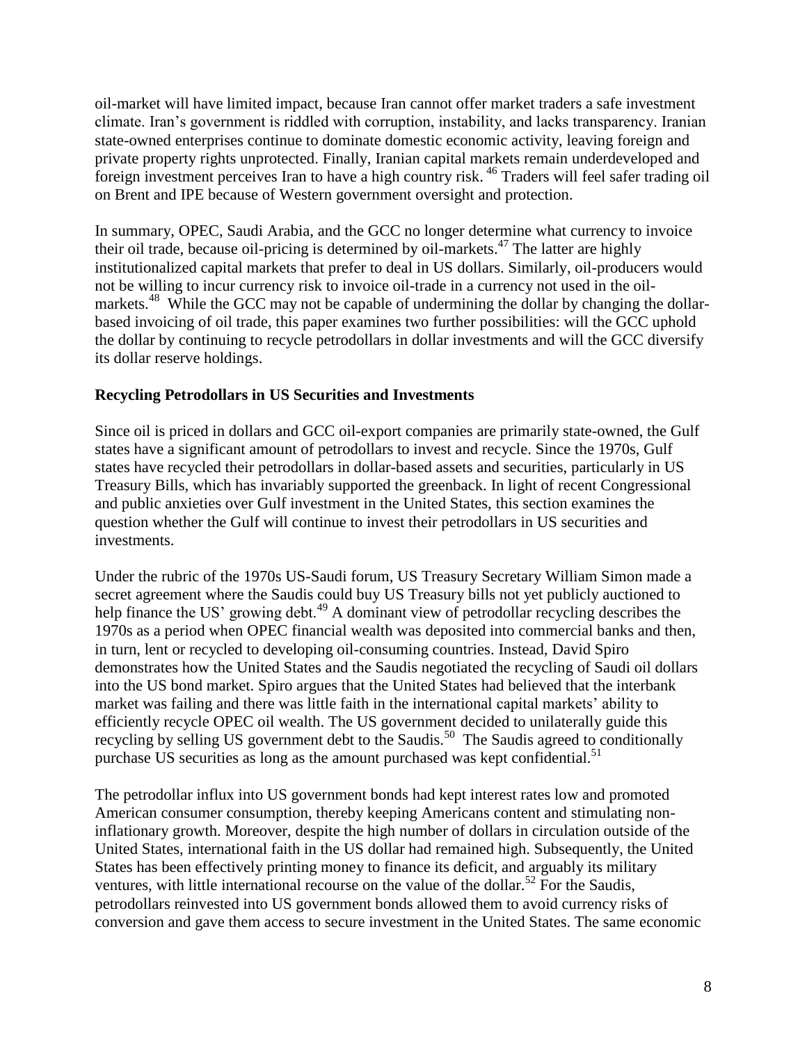oil-market will have limited impact, because Iran cannot offer market traders a safe investment climate. Iran's government is riddled with corruption, instability, and lacks transparency. Iranian state-owned enterprises continue to dominate domestic economic activity, leaving foreign and private property rights unprotected. Finally, Iranian capital markets remain underdeveloped and foreign investment perceives Iran to have a high country risk.[46] Traders will feel safer trading oil on Brent and IPE because of Western government oversight and protection.

In summary, OPEC, Saudi Arabia, and the GCC no longer determine what currency to invoice their oil trade, because oil-pricing is determined by oil-markets.[47] The latter are highly institutionalized capital markets that prefer to deal in US dollars. Similarly, oil-producers would not be willing to incur currency risk to invoice oil-trade in a currency not used in the oil-markets.[48] While the GCC may not be capable of undermining the dollar by changing the dollar-based invoicing of oil trade, this paper examines two further possibilities: will the GCC uphold the dollar by continuing to recycle petrodollars in dollar investments and will the GCC diversify its dollar reserve holdings.

## Recycling Petrodollars in US Securities and Investments

Since oil is priced in dollars and GCC oil-export companies are primarily state-owned, the Gulf states have a significant amount of petrodollars to invest and recycle. Since the 1970s, Gulf states have recycled their petrodollars in dollar-based assets and securities, particularly in US Treasury Bills, which has invariably supported the greenback. In light of recent Congressional and public anxieties over Gulf investment in the United States, this section examines the question whether the Gulf will continue to invest their petrodollars in US securities and investments.

Under the rubric of the 1970s US-Saudi forum, US Treasury Secretary William Simon made a secret agreement where the Saudis could buy US Treasury bills not yet publicly auctioned to help finance the US' growing debt.[49] A dominant view of petrodollar recycling describes the 1970s as a period when OPEC financial wealth was deposited into commercial banks and then, in turn, lent or recycled to developing oil-consuming countries. Instead, David Spiro demonstrates how the United States and the Saudis negotiated the recycling of Saudi oil dollars into the US bond market. Spiro argues that the United States had believed that the interbank market was failing and there was little faith in the international capital markets' ability to efficiently recycle OPEC oil wealth. The US government decided to unilaterally guide this recycling by selling US government debt to the Saudis.[50] The Saudis agreed to conditionally purchase US securities as long as the amount purchased was kept confidential.[51]

The petrodollar influx into US government bonds had kept interest rates low and promoted American consumer consumption, thereby keeping Americans content and stimulating non-inflationary growth. Moreover, despite the high number of dollars in circulation outside of the United States, international faith in the US dollar had remained high. Subsequently, the United States has been effectively printing money to finance its deficit, and arguably its military ventures, with little international recourse on the value of the dollar.[52] For the Saudis, petrodollars reinvested into US government bonds allowed them to avoid currency risks of conversion and gave them access to secure investment in the United States. The same economic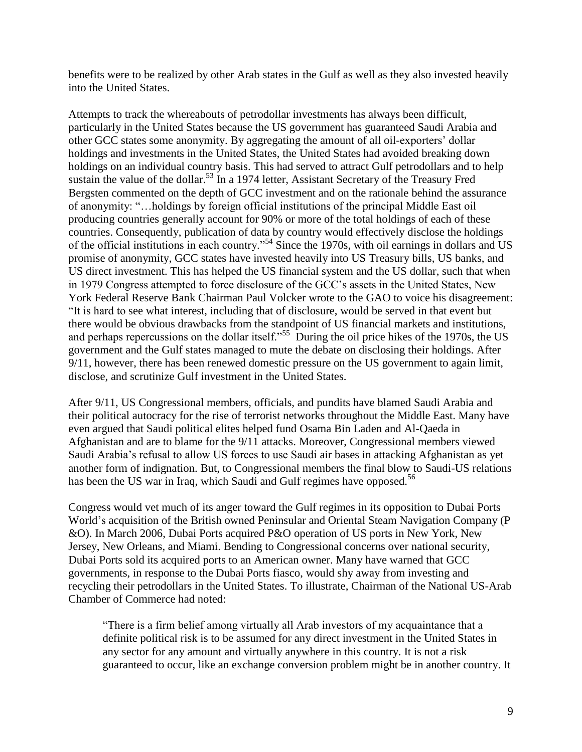benefits were to be realized by other Arab states in the Gulf as well as they also invested heavily into the United States.

Attempts to track the whereabouts of petrodollar investments has always been difficult, particularly in the United States because the US government has guaranteed Saudi Arabia and other GCC states some anonymity. By aggregating the amount of all oil-exporters' dollar holdings and investments in the United States, the United States had avoided breaking down holdings on an individual country basis. This had served to attract Gulf petrodollars and to help sustain the value of the dollar.[53] In a 1974 letter, Assistant Secretary of the Treasury Fred Bergsten commented on the depth of GCC investment and on the rationale behind the assurance of anonymity: "…holdings by foreign official institutions of the principal Middle East oil producing countries generally account for 90% or more of the total holdings of each of these countries. Consequently, publication of data by country would effectively disclose the holdings of the official institutions in each country."[54] Since the 1970s, with oil earnings in dollars and US promise of anonymity, GCC states have invested heavily into US Treasury bills, US banks, and US direct investment. This has helped the US financial system and the US dollar, such that when in 1979 Congress attempted to force disclosure of the GCC's assets in the United States, New York Federal Reserve Bank Chairman Paul Volcker wrote to the GAO to voice his disagreement: "It is hard to see what interest, including that of disclosure, would be served in that event but there would be obvious drawbacks from the standpoint of US financial markets and institutions, and perhaps repercussions on the dollar itself."[55] During the oil price hikes of the 1970s, the US government and the Gulf states managed to mute the debate on disclosing their holdings. After 9/11, however, there has been renewed domestic pressure on the US government to again limit, disclose, and scrutinize Gulf investment in the United States.

After 9/11, US Congressional members, officials, and pundits have blamed Saudi Arabia and their political autocracy for the rise of terrorist networks throughout the Middle East. Many have even argued that Saudi political elites helped fund Osama Bin Laden and Al-Qaeda in Afghanistan and are to blame for the 9/11 attacks. Moreover, Congressional members viewed Saudi Arabia's refusal to allow US forces to use Saudi air bases in attacking Afghanistan as yet another form of indignation. But, to Congressional members the final blow to Saudi-US relations has been the US war in Iraq, which Saudi and Gulf regimes have opposed.[56]

Congress would vet much of its anger toward the Gulf regimes in its opposition to Dubai Ports World's acquisition of the British owned Peninsular and Oriental Steam Navigation Company (P &O). In March 2006, Dubai Ports acquired P&O operation of US ports in New York, New Jersey, New Orleans, and Miami. Bending to Congressional concerns over national security, Dubai Ports sold its acquired ports to an American owner. Many have warned that GCC governments, in response to the Dubai Ports fiasco, would shy away from investing and recycling their petrodollars in the United States. To illustrate, Chairman of the National US-Arab Chamber of Commerce had noted:

> "There is a firm belief among virtually all Arab investors of my acquaintance that a definite political risk is to be assumed for any direct investment in the United States in any sector for any amount and virtually anywhere in this country. It is not a risk guaranteed to occur, like an exchange conversion problem might be in another country. It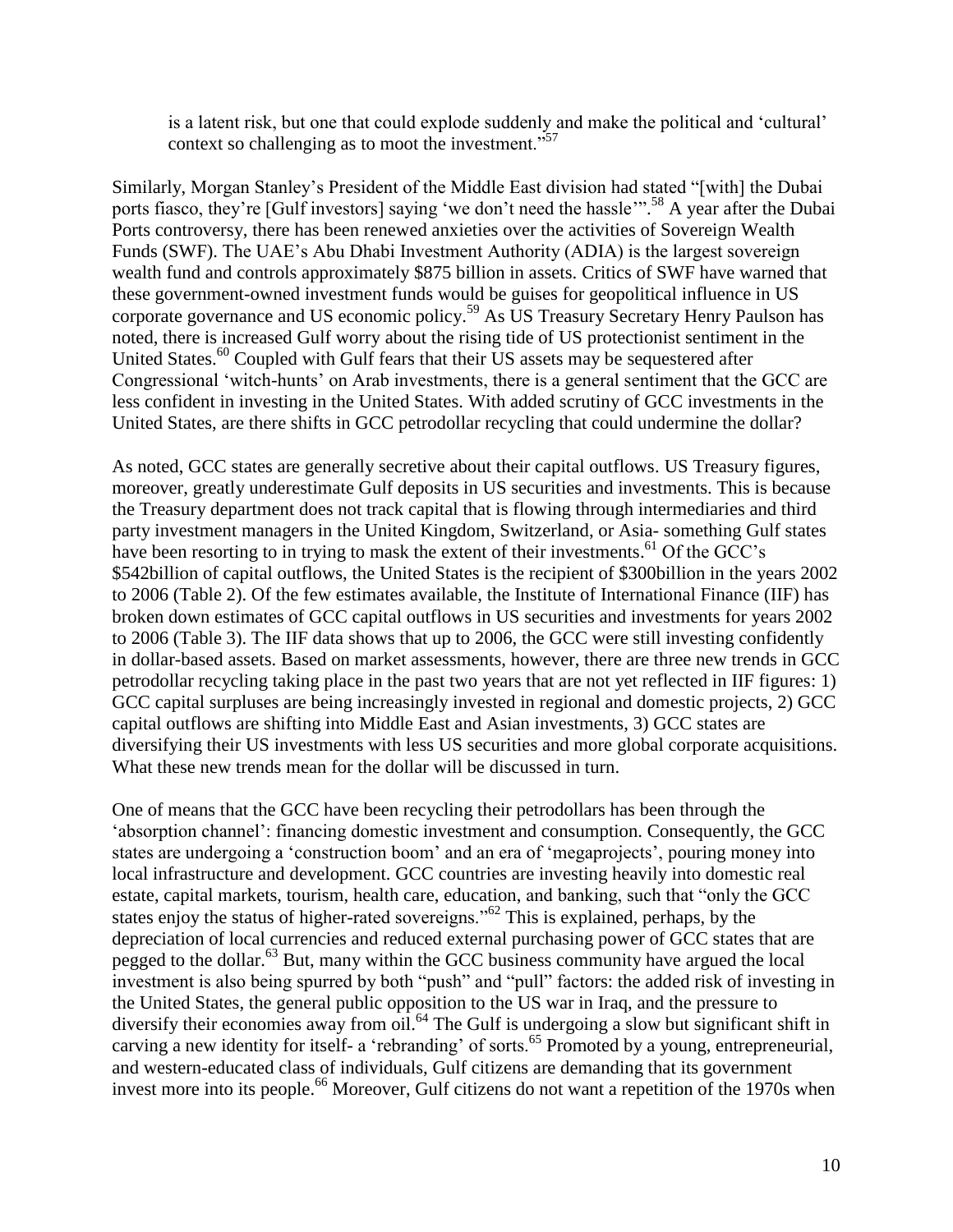is a latent risk, but one that could explode suddenly and make the political and 'cultural' context so challenging as to moot the investment."[57]

Similarly, Morgan Stanley's President of the Middle East division had stated "[with] the Dubai ports fiasco, they're [Gulf investors] saying 'we don't need the hassle'".[58] A year after the Dubai Ports controversy, there has been renewed anxieties over the activities of Sovereign Wealth Funds (SWF). The UAE's Abu Dhabi Investment Authority (ADIA) is the largest sovereign wealth fund and controls approximately $875 billion in assets. Critics of SWF have warned that these government-owned investment funds would be guises for geopolitical influence in US corporate governance and US economic policy.[59] As US Treasury Secretary Henry Paulson has noted, there is increased Gulf worry about the rising tide of US protectionist sentiment in the United States.[60] Coupled with Gulf fears that their US assets may be sequestered after Congressional 'witch-hunts' on Arab investments, there is a general sentiment that the GCC are less confident in investing in the United States. With added scrutiny of GCC investments in the United States, are there shifts in GCC petrodollar recycling that could undermine the dollar?

As noted, GCC states are generally secretive about their capital outflows. US Treasury figures, moreover, greatly underestimate Gulf deposits in US securities and investments. This is because the Treasury department does not track capital that is flowing through intermediaries and third party investment managers in the United Kingdom, Switzerland, or Asia- something Gulf states have been resorting to in trying to mask the extent of their investments.[61] Of the GCC's $542billion of capital outflows, the United States is the recipient of $300billion in the years 2002 to 2006 (Table 2). Of the few estimates available, the Institute of International Finance (IIF) has broken down estimates of GCC capital outflows in US securities and investments for years 2002 to 2006 (Table 3). The IIF data shows that up to 2006, the GCC were still investing confidently in dollar-based assets. Based on market assessments, however, there are three new trends in GCC petrodollar recycling taking place in the past two years that are not yet reflected in IIF figures: 1) GCC capital surpluses are being increasingly invested in regional and domestic projects, 2) GCC capital outflows are shifting into Middle East and Asian investments, 3) GCC states are diversifying their US investments with less US securities and more global corporate acquisitions. What these new trends mean for the dollar will be discussed in turn.

One of means that the GCC have been recycling their petrodollars has been through the 'absorption channel': financing domestic investment and consumption. Consequently, the GCC states are undergoing a 'construction boom' and an era of 'megaprojects', pouring money into local infrastructure and development. GCC countries are investing heavily into domestic real estate, capital markets, tourism, health care, education, and banking, such that "only the GCC states enjoy the status of higher-rated sovereigns."[62] This is explained, perhaps, by the depreciation of local currencies and reduced external purchasing power of GCC states that are pegged to the dollar.[63] But, many within the GCC business community have argued the local investment is also being spurred by both "push" and "pull" factors: the added risk of investing in the United States, the general public opposition to the US war in Iraq, and the pressure to diversify their economies away from oil.[64] The Gulf is undergoing a slow but significant shift in carving a new identity for itself- a 'rebranding' of sorts.[65] Promoted by a young, entrepreneurial, and western-educated class of individuals, Gulf citizens are demanding that its government invest more into its people.[66] Moreover, Gulf citizens do not want a repetition of the 1970s when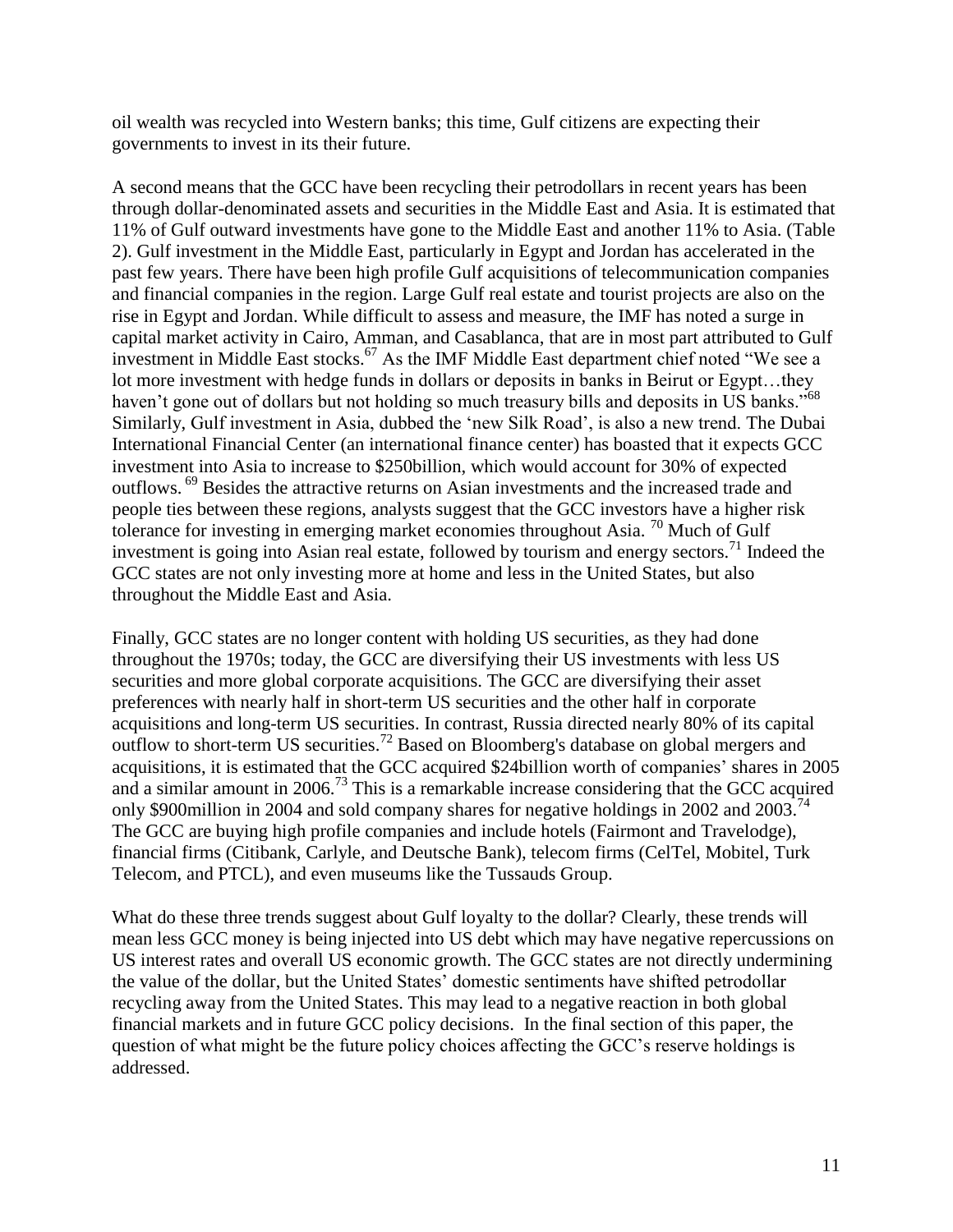oil wealth was recycled into Western banks; this time, Gulf citizens are expecting their governments to invest in its their future.

A second means that the GCC have been recycling their petrodollars in recent years has been through dollar-denominated assets and securities in the Middle East and Asia. It is estimated that 11% of Gulf outward investments have gone to the Middle East and another 11% to Asia. (Table 2). Gulf investment in the Middle East, particularly in Egypt and Jordan has accelerated in the past few years. There have been high profile Gulf acquisitions of telecommunication companies and financial companies in the region. Large Gulf real estate and tourist projects are also on the rise in Egypt and Jordan. While difficult to assess and measure, the IMF has noted a surge in capital market activity in Cairo, Amman, and Casablanca, that are in most part attributed to Gulf investment in Middle East stocks.[67] As the IMF Middle East department chief noted "We see a lot more investment with hedge funds in dollars or deposits in banks in Beirut or Egypt…they haven't gone out of dollars but not holding so much treasury bills and deposits in US banks."[68] Similarly, Gulf investment in Asia, dubbed the 'new Silk Road', is also a new trend. The Dubai International Financial Center (an international finance center) has boasted that it expects GCC investment into Asia to increase to \$250billion, which would account for 30% of expected outflows.[69] Besides the attractive returns on Asian investments and the increased trade and people ties between these regions, analysts suggest that the GCC investors have a higher risk tolerance for investing in emerging market economies throughout Asia.[70] Much of Gulf investment is going into Asian real estate, followed by tourism and energy sectors.[71] Indeed the GCC states are not only investing more at home and less in the United States, but also throughout the Middle East and Asia.

Finally, GCC states are no longer content with holding US securities, as they had done throughout the 1970s; today, the GCC are diversifying their US investments with less US securities and more global corporate acquisitions. The GCC are diversifying their asset preferences with nearly half in short-term US securities and the other half in corporate acquisitions and long-term US securities. In contrast, Russia directed nearly 80% of its capital outflow to short-term US securities.[72] Based on Bloomberg's database on global mergers and acquisitions, it is estimated that the GCC acquired \$24billion worth of companies' shares in 2005 and a similar amount in 2006.[73] This is a remarkable increase considering that the GCC acquired only \$900million in 2004 and sold company shares for negative holdings in 2002 and 2003.[74] The GCC are buying high profile companies and include hotels (Fairmont and Travelodge), financial firms (Citibank, Carlyle, and Deutsche Bank), telecom firms (CelTel, Mobitel, Turk Telecom, and PTCL), and even museums like the Tussauds Group.

What do these three trends suggest about Gulf loyalty to the dollar? Clearly, these trends will mean less GCC money is being injected into US debt which may have negative repercussions on US interest rates and overall US economic growth. The GCC states are not directly undermining the value of the dollar, but the United States' domestic sentiments have shifted petrodollar recycling away from the United States. This may lead to a negative reaction in both global financial markets and in future GCC policy decisions. In the final section of this paper, the question of what might be the future policy choices affecting the GCC's reserve holdings is addressed.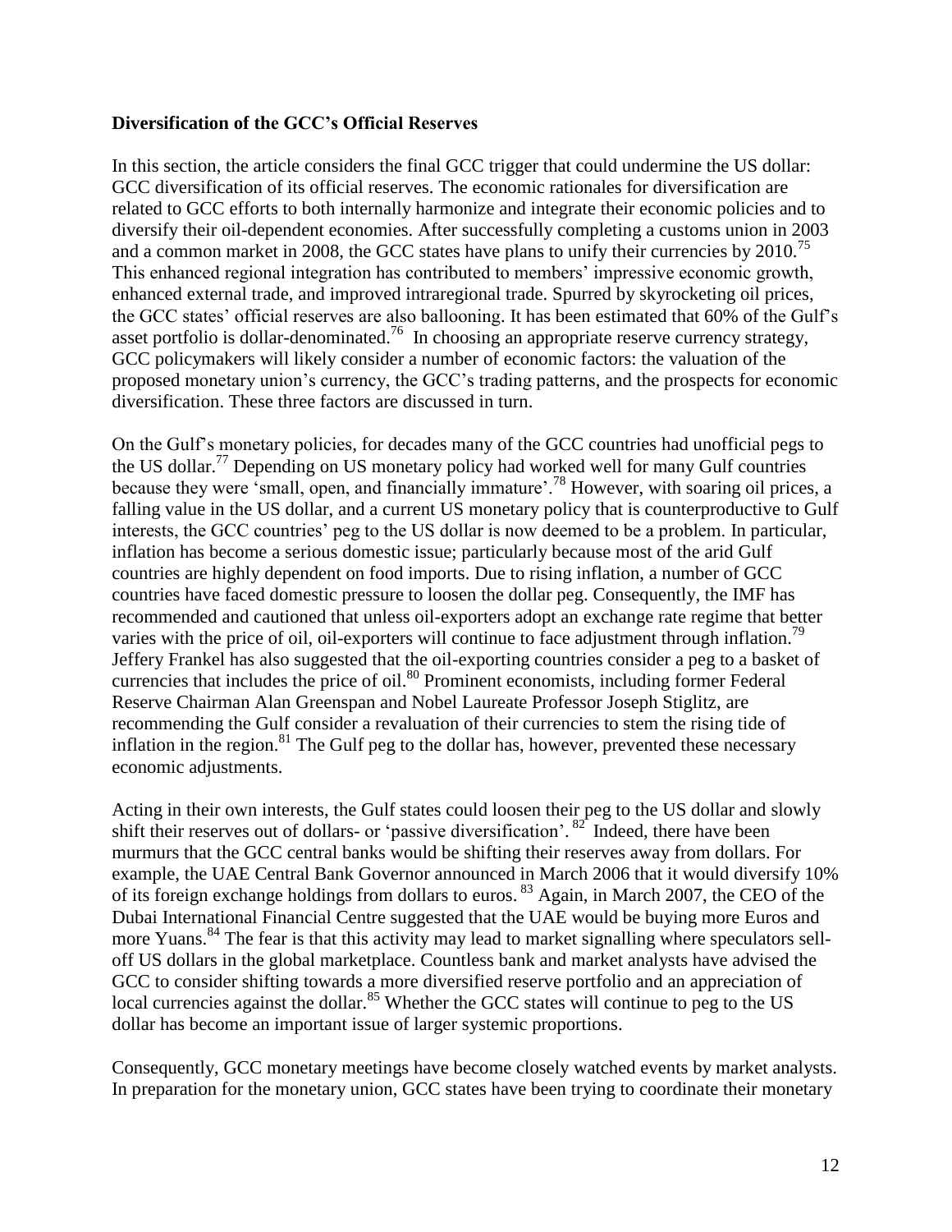**Diversification of the GCC's Official Reserves**

In this section, the article considers the final GCC trigger that could undermine the US dollar: GCC diversification of its official reserves. The economic rationales for diversification are related to GCC efforts to both internally harmonize and integrate their economic policies and to diversify their oil-dependent economies. After successfully completing a customs union in 2003 and a common market in 2008, the GCC states have plans to unify their currencies by 2010.[75] This enhanced regional integration has contributed to members' impressive economic growth, enhanced external trade, and improved intraregional trade. Spurred by skyrocketing oil prices, the GCC states' official reserves are also ballooning. It has been estimated that 60% of the Gulf's asset portfolio is dollar-denominated.[76] In choosing an appropriate reserve currency strategy, GCC policymakers will likely consider a number of economic factors: the valuation of the proposed monetary union's currency, the GCC's trading patterns, and the prospects for economic diversification. These three factors are discussed in turn.

On the Gulf's monetary policies, for decades many of the GCC countries had unofficial pegs to the US dollar.[77] Depending on US monetary policy had worked well for many Gulf countries because they were 'small, open, and financially immature'.[78] However, with soaring oil prices, a falling value in the US dollar, and a current US monetary policy that is counterproductive to Gulf interests, the GCC countries' peg to the US dollar is now deemed to be a problem. In particular, inflation has become a serious domestic issue; particularly because most of the arid Gulf countries are highly dependent on food imports. Due to rising inflation, a number of GCC countries have faced domestic pressure to loosen the dollar peg. Consequently, the IMF has recommended and cautioned that unless oil-exporters adopt an exchange rate regime that better varies with the price of oil, oil-exporters will continue to face adjustment through inflation.[79] Jeffery Frankel has also suggested that the oil-exporting countries consider a peg to a basket of currencies that includes the price of oil.[80] Prominent economists, including former Federal Reserve Chairman Alan Greenspan and Nobel Laureate Professor Joseph Stiglitz, are recommending the Gulf consider a revaluation of their currencies to stem the rising tide of inflation in the region.[81] The Gulf peg to the dollar has, however, prevented these necessary economic adjustments.

Acting in their own interests, the Gulf states could loosen their peg to the US dollar and slowly shift their reserves out of dollars- or 'passive diversification'.[82] Indeed, there have been murmurs that the GCC central banks would be shifting their reserves away from dollars. For example, the UAE Central Bank Governor announced in March 2006 that it would diversify 10% of its foreign exchange holdings from dollars to euros.[83] Again, in March 2007, the CEO of the Dubai International Financial Centre suggested that the UAE would be buying more Euros and more Yuans.[84] The fear is that this activity may lead to market signalling where speculators sell-off US dollars in the global marketplace. Countless bank and market analysts have advised the GCC to consider shifting towards a more diversified reserve portfolio and an appreciation of local currencies against the dollar.[85] Whether the GCC states will continue to peg to the US dollar has become an important issue of larger systemic proportions.

Consequently, GCC monetary meetings have become closely watched events by market analysts. In preparation for the monetary union, GCC states have been trying to coordinate their monetary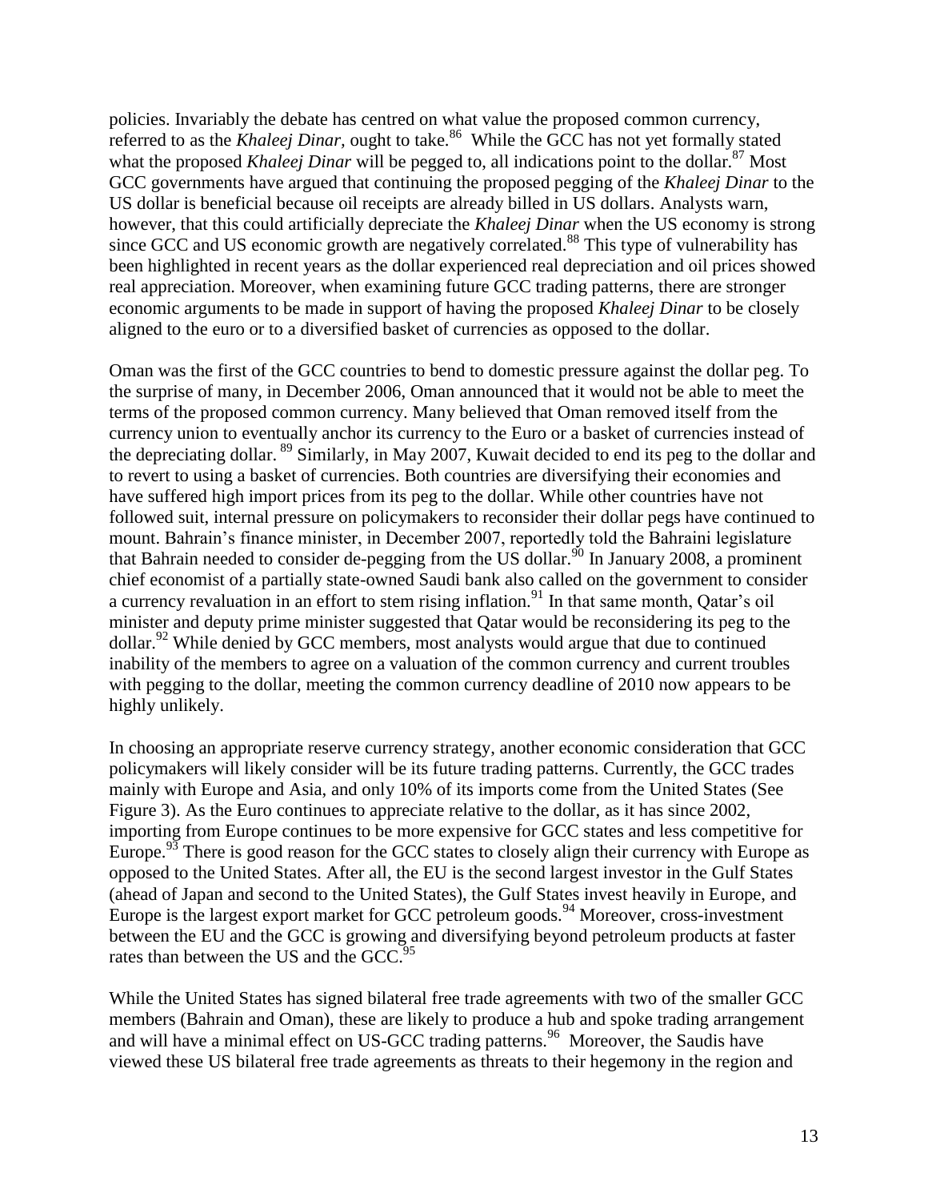policies. Invariably the debate has centred on what value the proposed common currency, referred to as the *Khaleej Dinar*, ought to take.[86] While the GCC has not yet formally stated what the proposed *Khaleej Dinar* will be pegged to, all indications point to the dollar.[87] Most GCC governments have argued that continuing the proposed pegging of the *Khaleej Dinar* to the US dollar is beneficial because oil receipts are already billed in US dollars. Analysts warn, however, that this could artificially depreciate the *Khaleej Dinar* when the US economy is strong since GCC and US economic growth are negatively correlated.[88] This type of vulnerability has been highlighted in recent years as the dollar experienced real depreciation and oil prices showed real appreciation. Moreover, when examining future GCC trading patterns, there are stronger economic arguments to be made in support of having the proposed *Khaleej Dinar* to be closely aligned to the euro or to a diversified basket of currencies as opposed to the dollar.

Oman was the first of the GCC countries to bend to domestic pressure against the dollar peg. To the surprise of many, in December 2006, Oman announced that it would not be able to meet the terms of the proposed common currency. Many believed that Oman removed itself from the currency union to eventually anchor its currency to the Euro or a basket of currencies instead of the depreciating dollar.[89] Similarly, in May 2007, Kuwait decided to end its peg to the dollar and to revert to using a basket of currencies. Both countries are diversifying their economies and have suffered high import prices from its peg to the dollar. While other countries have not followed suit, internal pressure on policymakers to reconsider their dollar pegs have continued to mount. Bahrain's finance minister, in December 2007, reportedly told the Bahraini legislature that Bahrain needed to consider de-pegging from the US dollar.[90] In January 2008, a prominent chief economist of a partially state-owned Saudi bank also called on the government to consider a currency revaluation in an effort to stem rising inflation.[91] In that same month, Qatar's oil minister and deputy prime minister suggested that Qatar would be reconsidering its peg to the dollar.[92] While denied by GCC members, most analysts would argue that due to continued inability of the members to agree on a valuation of the common currency and current troubles with pegging to the dollar, meeting the common currency deadline of 2010 now appears to be highly unlikely.

In choosing an appropriate reserve currency strategy, another economic consideration that GCC policymakers will likely consider will be its future trading patterns. Currently, the GCC trades mainly with Europe and Asia, and only 10% of its imports come from the United States (See Figure 3). As the Euro continues to appreciate relative to the dollar, as it has since 2002, importing from Europe continues to be more expensive for GCC states and less competitive for Europe.[93] There is good reason for the GCC states to closely align their currency with Europe as opposed to the United States. After all, the EU is the second largest investor in the Gulf States (ahead of Japan and second to the United States), the Gulf States invest heavily in Europe, and Europe is the largest export market for GCC petroleum goods.[94] Moreover, cross-investment between the EU and the GCC is growing and diversifying beyond petroleum products at faster rates than between the US and the GCC.[95]

While the United States has signed bilateral free trade agreements with two of the smaller GCC members (Bahrain and Oman), these are likely to produce a hub and spoke trading arrangement and will have a minimal effect on US-GCC trading patterns.[96] Moreover, the Saudis have viewed these US bilateral free trade agreements as threats to their hegemony in the region and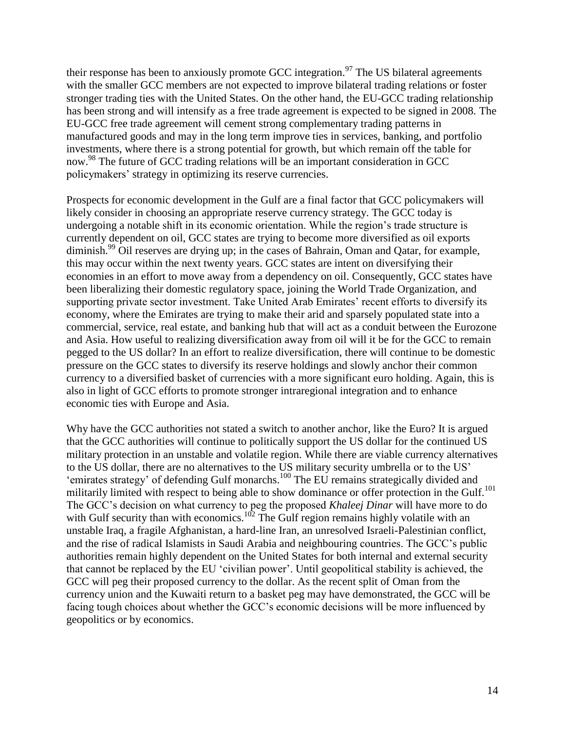their response has been to anxiously promote GCC integration.[97] The US bilateral agreements with the smaller GCC members are not expected to improve bilateral trading relations or foster stronger trading ties with the United States. On the other hand, the EU-GCC trading relationship has been strong and will intensify as a free trade agreement is expected to be signed in 2008. The EU-GCC free trade agreement will cement strong complementary trading patterns in manufactured goods and may in the long term improve ties in services, banking, and portfolio investments, where there is a strong potential for growth, but which remain off the table for now.[98] The future of GCC trading relations will be an important consideration in GCC policymakers' strategy in optimizing its reserve currencies.

Prospects for economic development in the Gulf are a final factor that GCC policymakers will likely consider in choosing an appropriate reserve currency strategy. The GCC today is undergoing a notable shift in its economic orientation. While the region's trade structure is currently dependent on oil, GCC states are trying to become more diversified as oil exports diminish.[99] Oil reserves are drying up; in the cases of Bahrain, Oman and Qatar, for example, this may occur within the next twenty years. GCC states are intent on diversifying their economies in an effort to move away from a dependency on oil. Consequently, GCC states have been liberalizing their domestic regulatory space, joining the World Trade Organization, and supporting private sector investment. Take United Arab Emirates' recent efforts to diversify its economy, where the Emirates are trying to make their arid and sparsely populated state into a commercial, service, real estate, and banking hub that will act as a conduit between the Eurozone and Asia. How useful to realizing diversification away from oil will it be for the GCC to remain pegged to the US dollar? In an effort to realize diversification, there will continue to be domestic pressure on the GCC states to diversify its reserve holdings and slowly anchor their common currency to a diversified basket of currencies with a more significant euro holding. Again, this is also in light of GCC efforts to promote stronger intraregional integration and to enhance economic ties with Europe and Asia.

Why have the GCC authorities not stated a switch to another anchor, like the Euro? It is argued that the GCC authorities will continue to politically support the US dollar for the continued US military protection in an unstable and volatile region. While there are viable currency alternatives to the US dollar, there are no alternatives to the US military security umbrella or to the US' 'emirates strategy' of defending Gulf monarchs.[100] The EU remains strategically divided and militarily limited with respect to being able to show dominance or offer protection in the Gulf.[101] The GCC's decision on what currency to peg the proposed *Khaleej Dinar* will have more to do with Gulf security than with economics.[102] The Gulf region remains highly volatile with an unstable Iraq, a fragile Afghanistan, a hard-line Iran, an unresolved Israeli-Palestinian conflict, and the rise of radical Islamists in Saudi Arabia and neighbouring countries. The GCC's public authorities remain highly dependent on the United States for both internal and external security that cannot be replaced by the EU 'civilian power'. Until geopolitical stability is achieved, the GCC will peg their proposed currency to the dollar. As the recent split of Oman from the currency union and the Kuwaiti return to a basket peg may have demonstrated, the GCC will be facing tough choices about whether the GCC's economic decisions will be more influenced by geopolitics or by economics.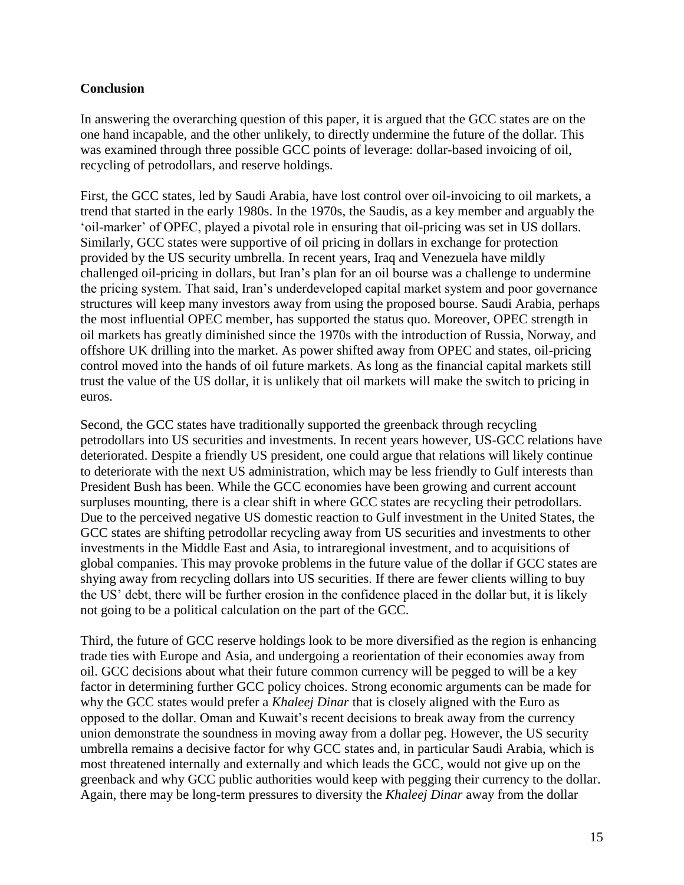**Conclusion**

In answering the overarching question of this paper, it is argued that the GCC states are on the one hand incapable, and the other unlikely, to directly undermine the future of the dollar. This was examined through three possible GCC points of leverage: dollar-based invoicing of oil, recycling of petrodollars, and reserve holdings.

First, the GCC states, led by Saudi Arabia, have lost control over oil-invoicing to oil markets, a trend that started in the early 1980s. In the 1970s, the Saudis, as a key member and arguably the 'oil-marker' of OPEC, played a pivotal role in ensuring that oil-pricing was set in US dollars. Similarly, GCC states were supportive of oil pricing in dollars in exchange for protection provided by the US security umbrella. In recent years, Iraq and Venezuela have mildly challenged oil-pricing in dollars, but Iran's plan for an oil bourse was a challenge to undermine the pricing system. That said, Iran's underdeveloped capital market system and poor governance structures will keep many investors away from using the proposed bourse. Saudi Arabia, perhaps the most influential OPEC member, has supported the status quo. Moreover, OPEC strength in oil markets has greatly diminished since the 1970s with the introduction of Russia, Norway, and offshore UK drilling into the market. As power shifted away from OPEC and states, oil-pricing control moved into the hands of oil future markets. As long as the financial capital markets still trust the value of the US dollar, it is unlikely that oil markets will make the switch to pricing in euros.

Second, the GCC states have traditionally supported the greenback through recycling petrodollars into US securities and investments. In recent years however, US-GCC relations have deteriorated. Despite a friendly US president, one could argue that relations will likely continue to deteriorate with the next US administration, which may be less friendly to Gulf interests than President Bush has been. While the GCC economies have been growing and current account surpluses mounting, there is a clear shift in where GCC states are recycling their petrodollars. Due to the perceived negative US domestic reaction to Gulf investment in the United States, the GCC states are shifting petrodollar recycling away from US securities and investments to other investments in the Middle East and Asia, to intraregional investment, and to acquisitions of global companies. This may provoke problems in the future value of the dollar if GCC states are shying away from recycling dollars into US securities. If there are fewer clients willing to buy the US' debt, there will be further erosion in the confidence placed in the dollar but, it is likely not going to be a political calculation on the part of the GCC.

Third, the future of GCC reserve holdings look to be more diversified as the region is enhancing trade ties with Europe and Asia, and undergoing a reorientation of their economies away from oil. GCC decisions about what their future common currency will be pegged to will be a key factor in determining further GCC policy choices. Strong economic arguments can be made for why the GCC states would prefer a *Khaleej Dinar* that is closely aligned with the Euro as opposed to the dollar. Oman and Kuwait's recent decisions to break away from the currency union demonstrate the soundness in moving away from a dollar peg. However, the US security umbrella remains a decisive factor for why GCC states and, in particular Saudi Arabia, which is most threatened internally and externally and which leads the GCC, would not give up on the greenback and why GCC public authorities would keep with pegging their currency to the dollar. Again, there may be long-term pressures to diversity the *Khaleej Dinar* away from the dollar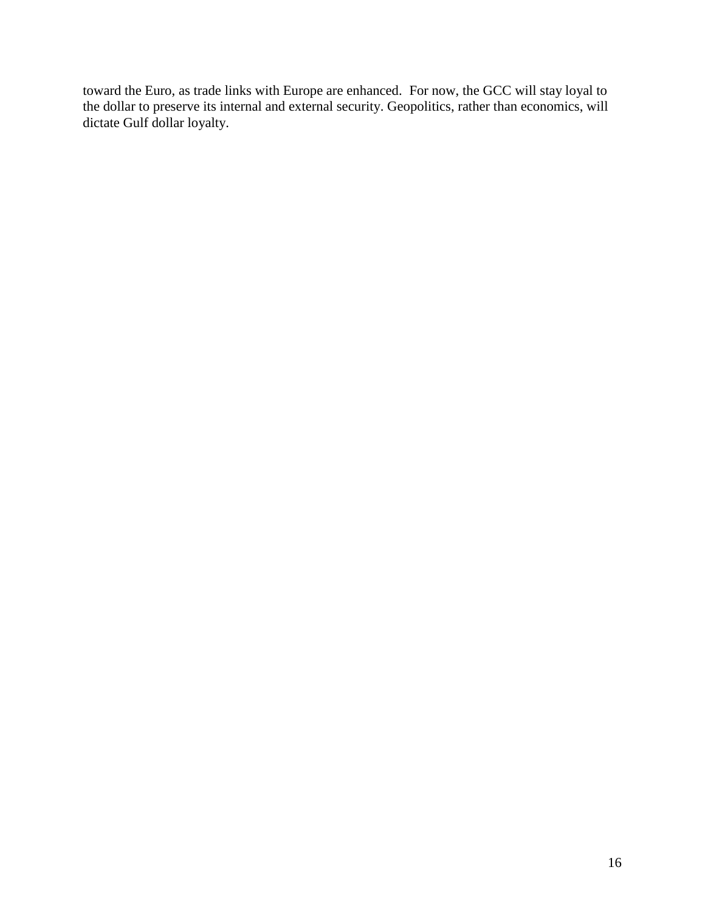toward the Euro, as trade links with Europe are enhanced. For now, the GCC will stay loyal to the dollar to preserve its internal and external security. Geopolitics, rather than economics, will dictate Gulf dollar loyalty.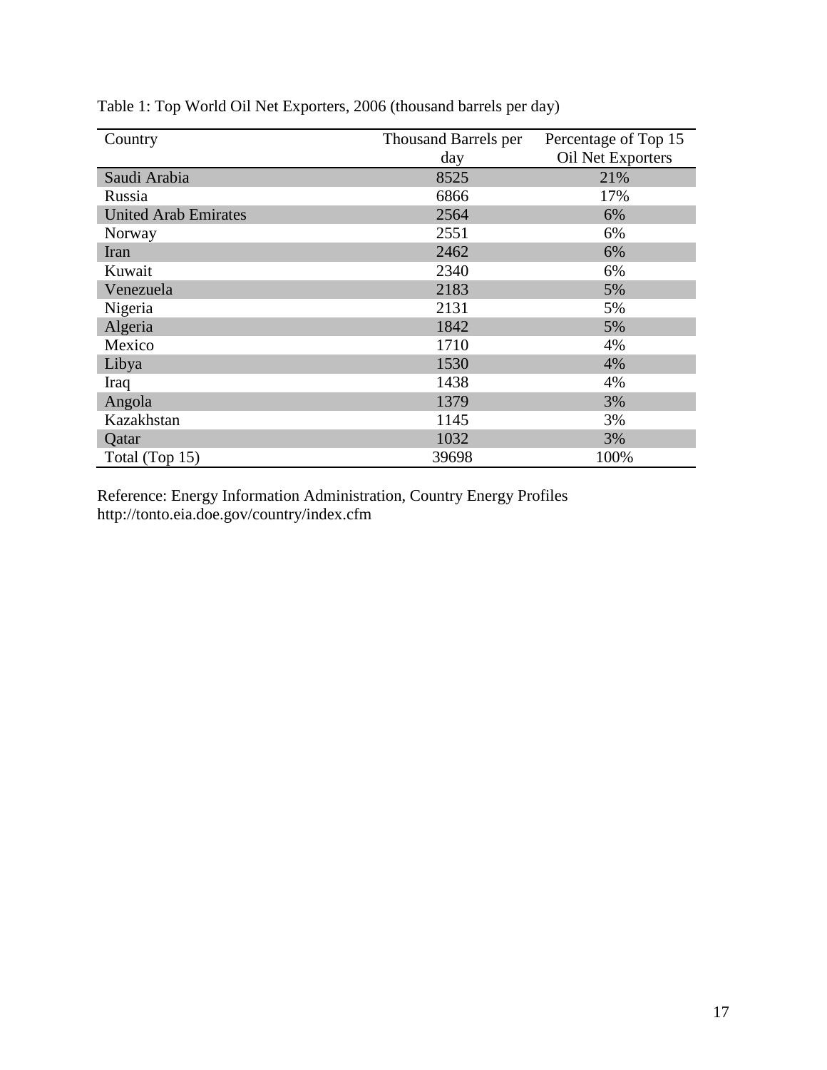Table 1: Top World Oil Net Exporters, 2006 (thousand barrels per day)

| Country | Thousand Barrels per day | Percentage of Top 15 Oil Net Exporters |
|---|---|---|
| Saudi Arabia | 8525 | 21% |
| Russia | 6866 | 17% |
| United Arab Emirates | 2564 | 6% |
| Norway | 2551 | 6% |
| Iran | 2462 | 6% |
| Kuwait | 2340 | 6% |
| Venezuela | 2183 | 5% |
| Nigeria | 2131 | 5% |
| Algeria | 1842 | 5% |
| Mexico | 1710 | 4% |
| Libya | 1530 | 4% |
| Iraq | 1438 | 4% |
| Angola | 1379 | 3% |
| Kazakhstan | 1145 | 3% |
| Qatar | 1032 | 3% |
| Total (Top 15) | 39698 | 100% |

Reference: Energy Information Administration, Country Energy Profiles
http://tonto.eia.doe.gov/country/index.cfm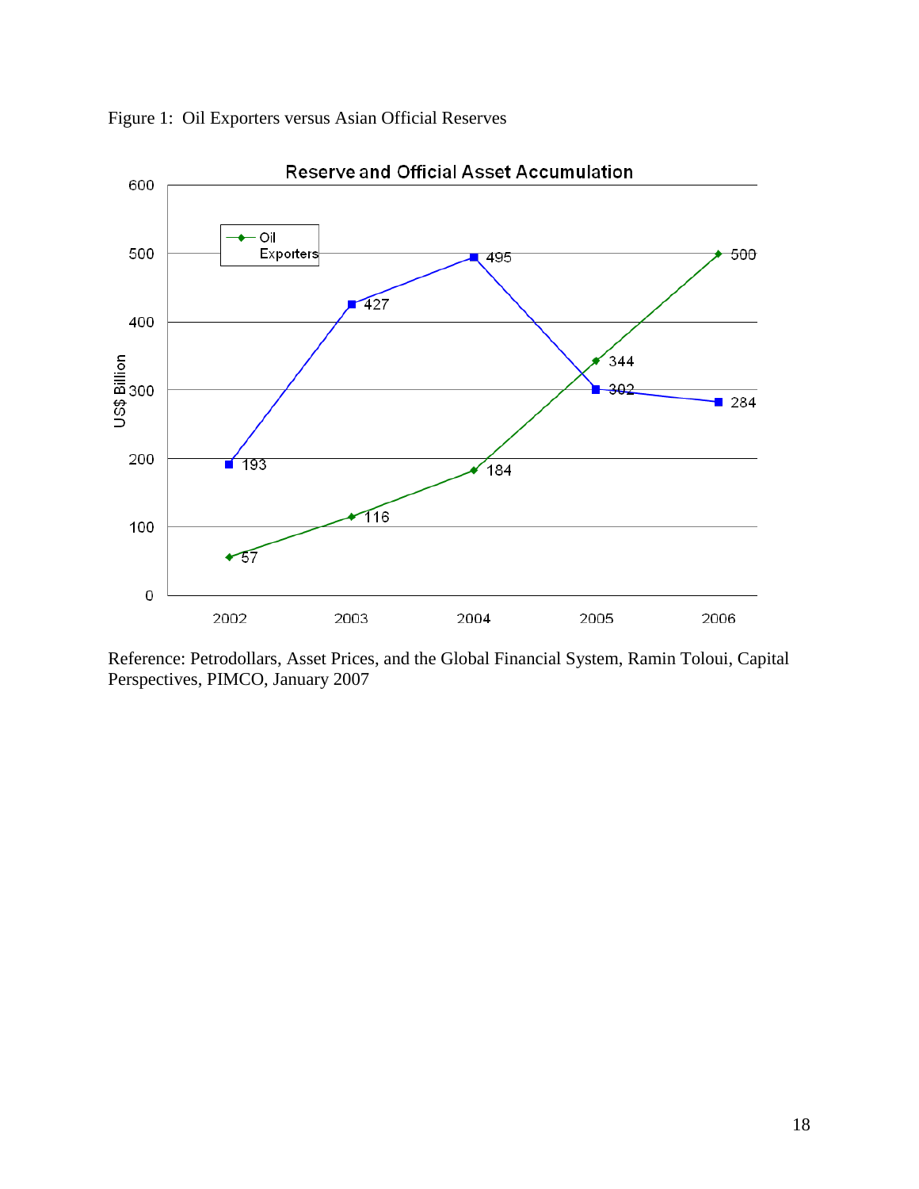Figure 1: Oil Exporters versus Asian Official Reserves

**Reserve and Official Asset Accumulation**

| Year | Oil Exporters (US$ Billion) | Unlabeled blue series (US$ Billion) |
|---|---|---|
| 2002 | 57 | 193 |
| 2003 | 116 | 427 |
| 2004 | 184 | 495 |
| 2005 | 344 | 302 |
| 2006 | 500 | 284 |

Reference: Petrodollars, Asset Prices, and the Global Financial System, Ramin Toloui, Capital Perspectives, PIMCO, January 2007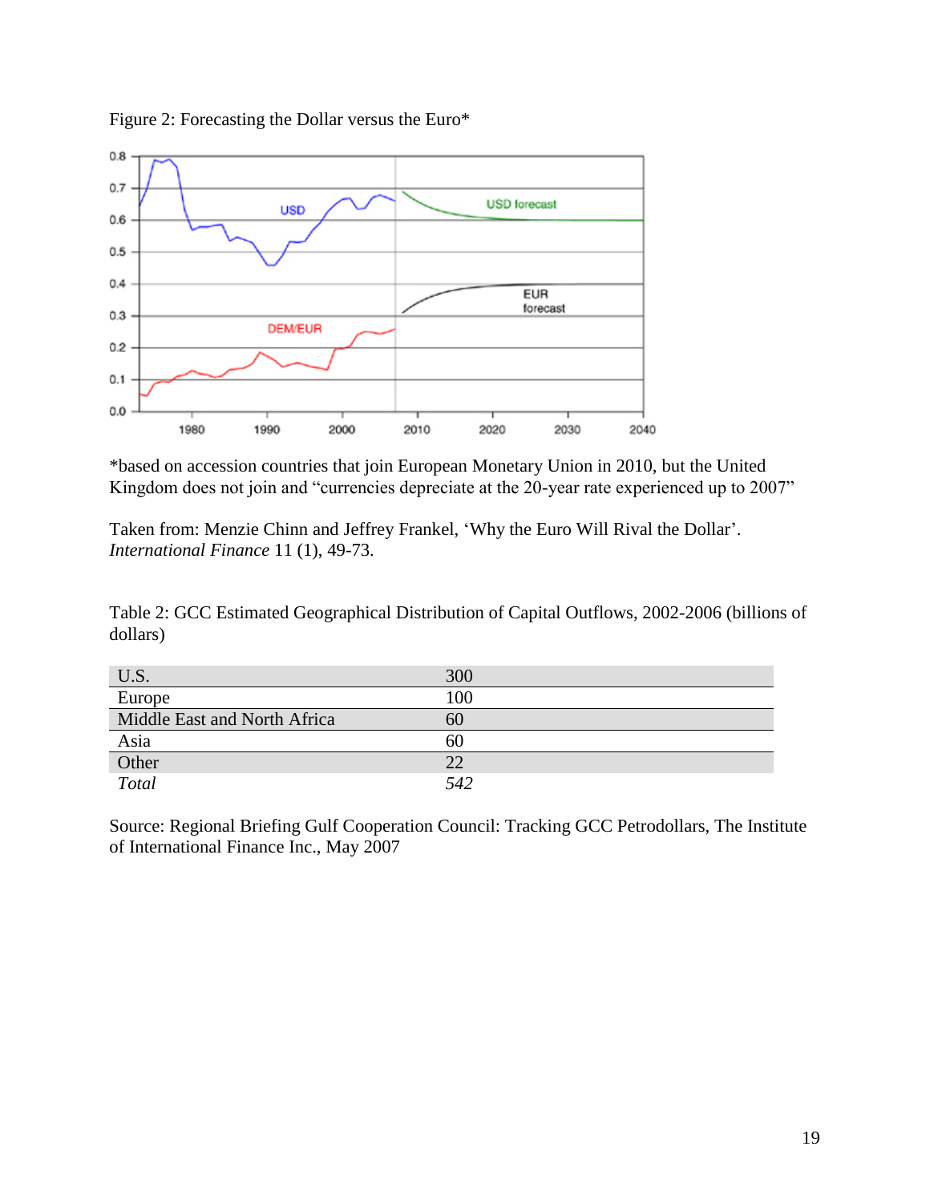Figure 2: Forecasting the Dollar versus the Euro*

*based on accession countries that join European Monetary Union in 2010, but the United Kingdom does not join and "currencies depreciate at the 20-year rate experienced up to 2007"

Taken from: Menzie Chinn and Jeffrey Frankel, 'Why the Euro Will Rival the Dollar'. *International Finance* 11 (1), 49-73.

Table 2: GCC Estimated Geographical Distribution of Capital Outflows, 2002-2006 (billions of dollars)

| | |
|---|---|
| U.S. | 300 |
| Europe | 100 |
| Middle East and North Africa | 60 |
| Asia | 60 |
| Other | 22 |
| *Total* | *542* |

Source: Regional Briefing Gulf Cooperation Council: Tracking GCC Petrodollars, The Institute of International Finance Inc., May 2007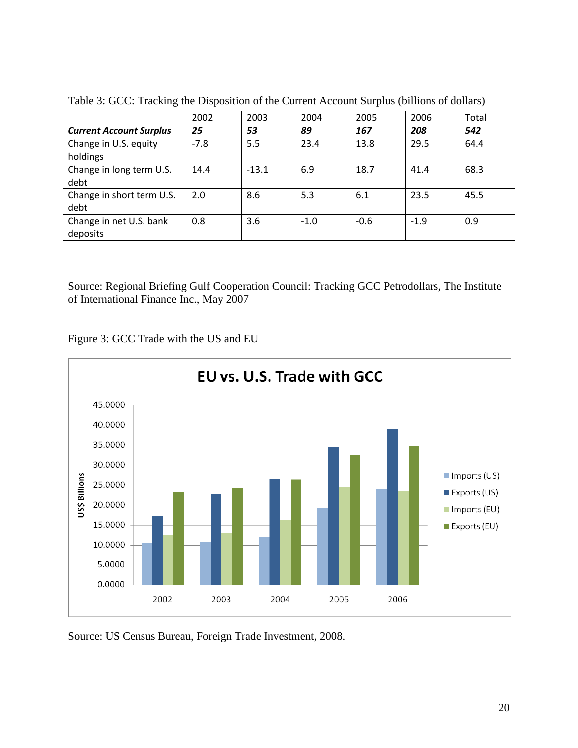Table 3: GCC: Tracking the Disposition of the Current Account Surplus (billions of dollars)

| | 2002 | 2003 | 2004 | 2005 | 2006 | Total |
|---|---|---|---|---|---|---|
| ***Current Account Surplus*** | ***25*** | ***53*** | ***89*** | ***167*** | ***208*** | ***542*** |
| Change in U.S. equity holdings | -7.8 | 5.5 | 23.4 | 13.8 | 29.5 | 64.4 |
| Change in long term U.S. debt | 14.4 | -13.1 | 6.9 | 18.7 | 41.4 | 68.3 |
| Change in short term U.S. debt | 2.0 | 8.6 | 5.3 | 6.1 | 23.5 | 45.5 |
| Change in net U.S. bank deposits | 0.8 | 3.6 | -1.0 | -0.6 | -1.9 | 0.9 |

Source: Regional Briefing Gulf Cooperation Council: Tracking GCC Petrodollars, The Institute of International Finance Inc., May 2007

Figure 3: GCC Trade with the US and EU

Source: US Census Bureau, Foreign Trade Investment, 2008.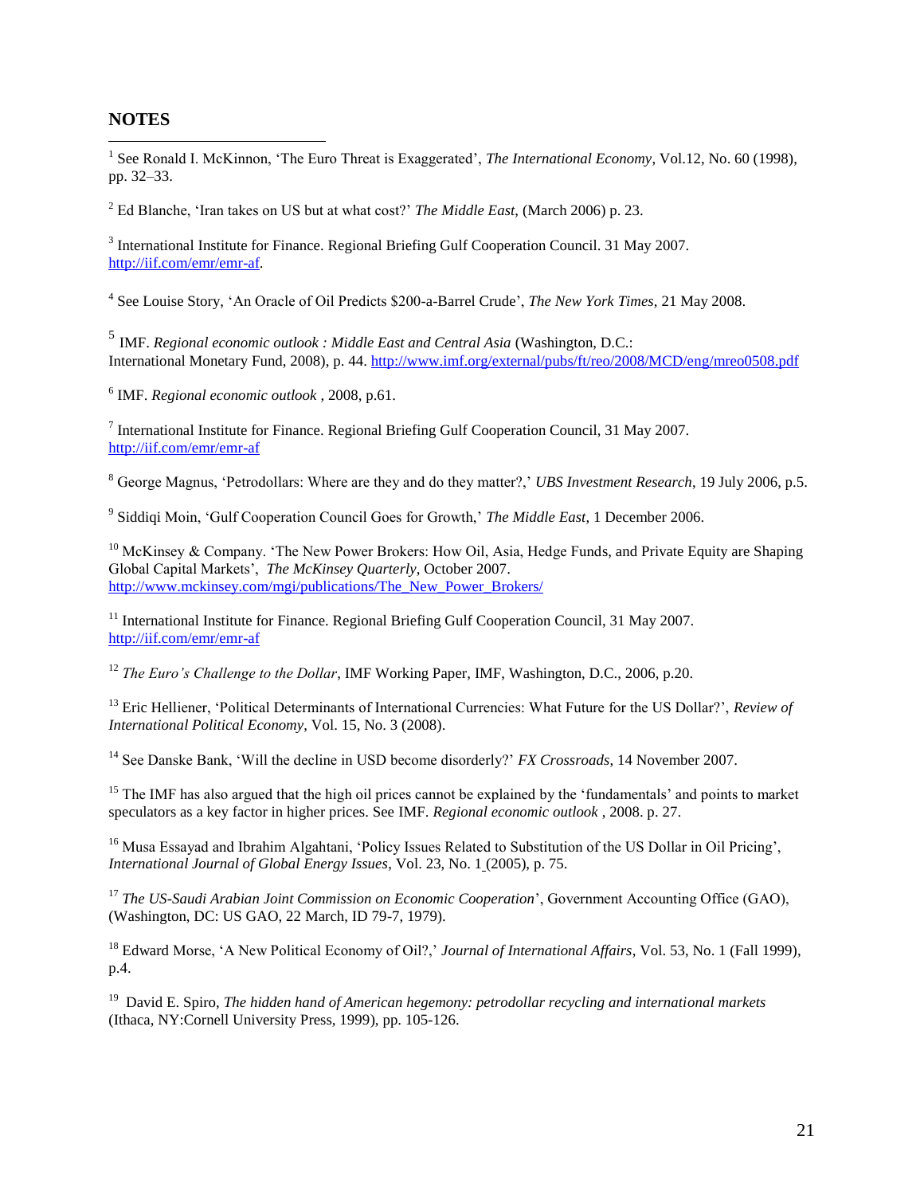## NOTES

[1] See Ronald I. McKinnon, 'The Euro Threat is Exaggerated', *The International Economy*, Vol.12, No. 60 (1998), pp. 32–33.

[2] Ed Blanche, 'Iran takes on US but at what cost?' *The Middle East*, (March 2006) p. 23.

[3] International Institute for Finance. Regional Briefing Gulf Cooperation Council. 31 May 2007. http://iif.com/emr/emr-af.

[4] See Louise Story, 'An Oracle of Oil Predicts $200-a-Barrel Crude', *The New York Times*, 21 May 2008.

[5] IMF. *Regional economic outlook : Middle East and Central Asia* (Washington, D.C.: International Monetary Fund, 2008), p. 44. http://www.imf.org/external/pubs/ft/reo/2008/MCD/eng/mreo0508.pdf

[6] IMF. *Regional economic outlook* , 2008, p.61.

[7] International Institute for Finance. Regional Briefing Gulf Cooperation Council, 31 May 2007. http://iif.com/emr/emr-af

[8] George Magnus, 'Petrodollars: Where are they and do they matter?,' *UBS Investment Research*, 19 July 2006, p.5.

[9] Siddiqi Moin, 'Gulf Cooperation Council Goes for Growth,' *The Middle East*, 1 December 2006.

[10] McKinsey & Company. 'The New Power Brokers: How Oil, Asia, Hedge Funds, and Private Equity are Shaping Global Capital Markets', *The McKinsey Quarterly*, October 2007. http://www.mckinsey.com/mgi/publications/The_New_Power_Brokers/

[11] International Institute for Finance. Regional Briefing Gulf Cooperation Council, 31 May 2007. http://iif.com/emr/emr-af

[12] *The Euro's Challenge to the Dollar*, IMF Working Paper, IMF, Washington, D.C., 2006, p.20.

[13] Eric Helliener, 'Political Determinants of International Currencies: What Future for the US Dollar?', *Review of International Political Economy*, Vol. 15, No. 3 (2008).

[14] See Danske Bank, 'Will the decline in USD become disorderly?' *FX Crossroads*, 14 November 2007.

[15] The IMF has also argued that the high oil prices cannot be explained by the 'fundamentals' and points to market speculators as a key factor in higher prices. See IMF. *Regional economic outlook* , 2008. p. 27.

[16] Musa Essayad and Ibrahim Algahtani, 'Policy Issues Related to Substitution of the US Dollar in Oil Pricing', *International Journal of Global Energy Issues*, Vol. 23, No. 1 (2005), p. 75.

[17] *The US-Saudi Arabian Joint Commission on Economic Cooperation*', Government Accounting Office (GAO), (Washington, DC: US GAO, 22 March, ID 79-7, 1979).

[18] Edward Morse, 'A New Political Economy of Oil?,' *Journal of International Affairs*, Vol. 53, No. 1 (Fall 1999), p.4.

[19] David E. Spiro, *The hidden hand of American hegemony: petrodollar recycling and international markets* (Ithaca, NY:Cornell University Press, 1999), pp. 105-126.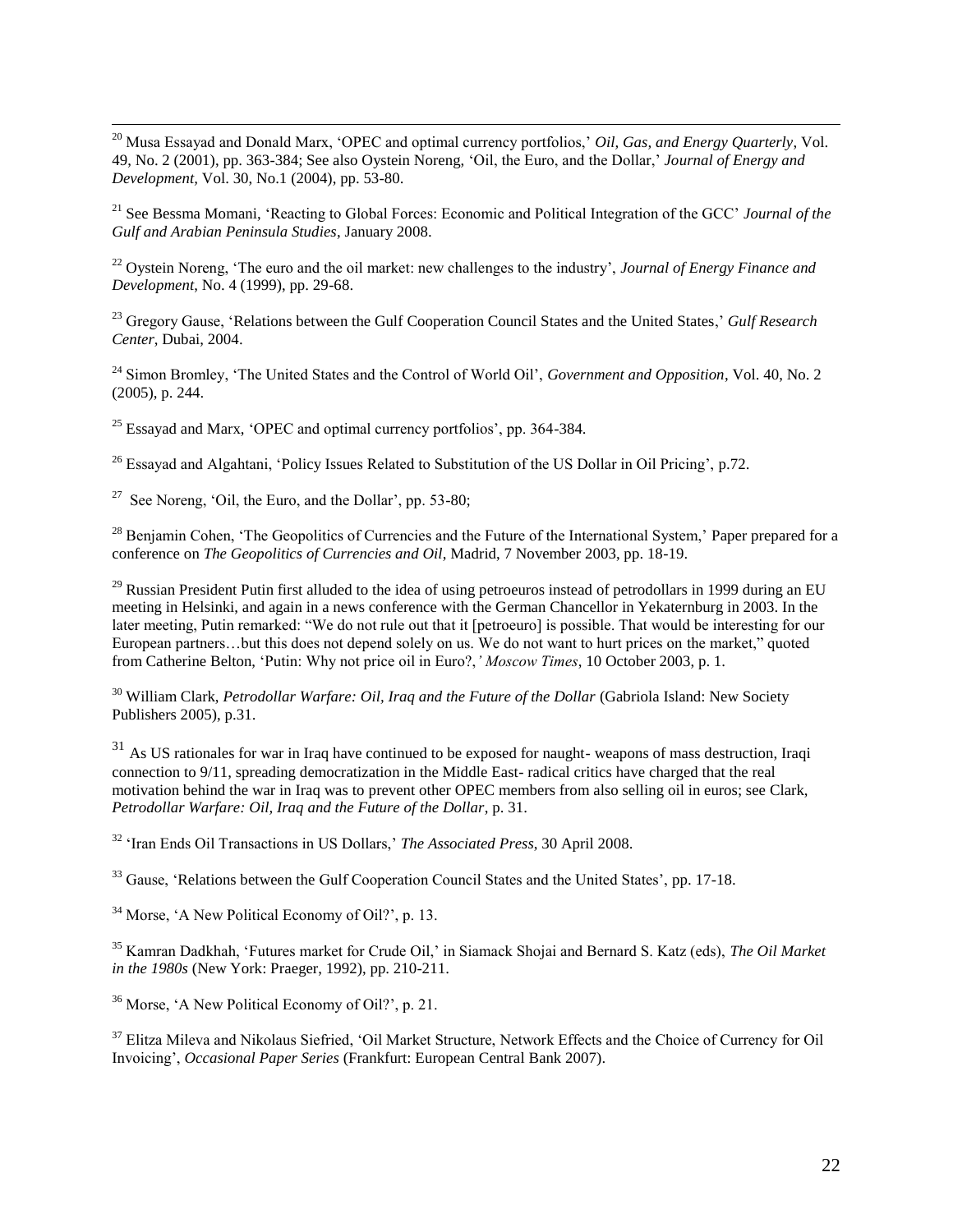[20] Musa Essayad and Donald Marx, 'OPEC and optimal currency portfolios,' *Oil, Gas, and Energy Quarterly*, Vol. 49, No. 2 (2001), pp. 363-384; See also Oystein Noreng, 'Oil, the Euro, and the Dollar,' *Journal of Energy and Development*, Vol. 30, No.1 (2004), pp. 53-80.

[21] See Bessma Momani, 'Reacting to Global Forces: Economic and Political Integration of the GCC' *Journal of the Gulf and Arabian Peninsula Studies*, January 2008.

[22] Oystein Noreng, 'The euro and the oil market: new challenges to the industry', *Journal of Energy Finance and Development*, No. 4 (1999), pp. 29-68.

[23] Gregory Gause, 'Relations between the Gulf Cooperation Council States and the United States,' *Gulf Research Center*, Dubai, 2004.

[24] Simon Bromley, 'The United States and the Control of World Oil', *Government and Opposition*, Vol. 40, No. 2 (2005), p. 244.

[25] Essayad and Marx, 'OPEC and optimal currency portfolios', pp. 364-384.

[26] Essayad and Algahtani, 'Policy Issues Related to Substitution of the US Dollar in Oil Pricing', p.72.

[27] See Noreng, 'Oil, the Euro, and the Dollar', pp. 53-80;

[28] Benjamin Cohen, 'The Geopolitics of Currencies and the Future of the International System,' Paper prepared for a conference on *The Geopolitics of Currencies and Oil*, Madrid, 7 November 2003, pp. 18-19.

[29] Russian President Putin first alluded to the idea of using petroeuros instead of petrodollars in 1999 during an EU meeting in Helsinki, and again in a news conference with the German Chancellor in Yekaternburg in 2003. In the later meeting, Putin remarked: "We do not rule out that it [petroeuro] is possible. That would be interesting for our European partners…but this does not depend solely on us. We do not want to hurt prices on the market," quoted from Catherine Belton, 'Putin: Why not price oil in Euro?,*' Moscow Times*, 10 October 2003, p. 1.

[30] William Clark, *Petrodollar Warfare: Oil, Iraq and the Future of the Dollar* (Gabriola Island: New Society Publishers 2005), p.31.

[31] As US rationales for war in Iraq have continued to be exposed for naught- weapons of mass destruction, Iraqi connection to 9/11, spreading democratization in the Middle East- radical critics have charged that the real motivation behind the war in Iraq was to prevent other OPEC members from also selling oil in euros; see Clark, *Petrodollar Warfare: Oil, Iraq and the Future of the Dollar*, p. 31.

[32] 'Iran Ends Oil Transactions in US Dollars,' *The Associated Press*, 30 April 2008.

[33] Gause, 'Relations between the Gulf Cooperation Council States and the United States', pp. 17-18.

[34] Morse, 'A New Political Economy of Oil?', p. 13.

[35] Kamran Dadkhah, 'Futures market for Crude Oil,' in Siamack Shojai and Bernard S. Katz (eds), *The Oil Market in the 1980s* (New York: Praeger, 1992), pp. 210-211.

[36] Morse, 'A New Political Economy of Oil?', p. 21.

[37] Elitza Mileva and Nikolaus Siefried, 'Oil Market Structure, Network Effects and the Choice of Currency for Oil Invoicing', *Occasional Paper Series* (Frankfurt: European Central Bank 2007).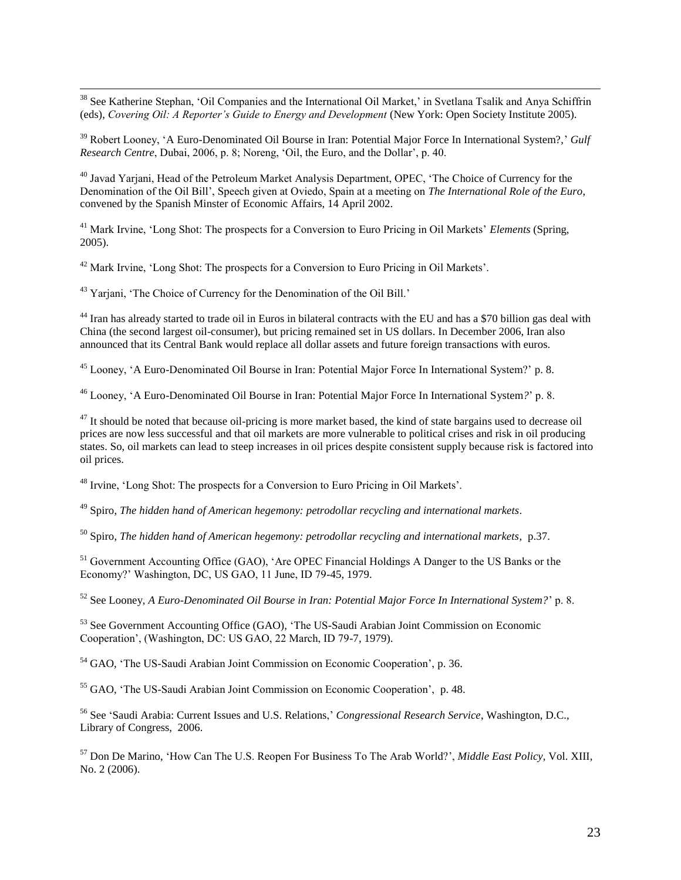[38] See Katherine Stephan, 'Oil Companies and the International Oil Market,' in Svetlana Tsalik and Anya Schiffrin (eds), *Covering Oil: A Reporter's Guide to Energy and Development* (New York: Open Society Institute 2005).

[39] Robert Looney, 'A Euro-Denominated Oil Bourse in Iran: Potential Major Force In International System?,' *Gulf Research Centre*, Dubai, 2006, p. 8; Noreng, 'Oil, the Euro, and the Dollar', p. 40.

[40] Javad Yarjani, Head of the Petroleum Market Analysis Department, OPEC, 'The Choice of Currency for the Denomination of the Oil Bill', Speech given at Oviedo, Spain at a meeting on *The International Role of the Euro*, convened by the Spanish Minster of Economic Affairs, 14 April 2002.

[41] Mark Irvine, 'Long Shot: The prospects for a Conversion to Euro Pricing in Oil Markets' *Elements* (Spring, 2005).

[42] Mark Irvine, 'Long Shot: The prospects for a Conversion to Euro Pricing in Oil Markets'.

[43] Yarjani, 'The Choice of Currency for the Denomination of the Oil Bill.'

[44] Iran has already started to trade oil in Euros in bilateral contracts with the EU and has a $70 billion gas deal with China (the second largest oil-consumer), but pricing remained set in US dollars. In December 2006, Iran also announced that its Central Bank would replace all dollar assets and future foreign transactions with euros.

[45] Looney, 'A Euro-Denominated Oil Bourse in Iran: Potential Major Force In International System?' p. 8.

[46] Looney, 'A Euro-Denominated Oil Bourse in Iran: Potential Major Force In International System?' p. 8.

[47] It should be noted that because oil-pricing is more market based, the kind of state bargains used to decrease oil prices are now less successful and that oil markets are more vulnerable to political crises and risk in oil producing states. So, oil markets can lead to steep increases in oil prices despite consistent supply because risk is factored into oil prices.

[48] Irvine, 'Long Shot: The prospects for a Conversion to Euro Pricing in Oil Markets'.

[49] Spiro, *The hidden hand of American hegemony: petrodollar recycling and international markets*.

[50] Spiro, *The hidden hand of American hegemony: petrodollar recycling and international markets*, p.37.

[51] Government Accounting Office (GAO), 'Are OPEC Financial Holdings A Danger to the US Banks or the Economy?' Washington, DC, US GAO, 11 June, ID 79-45, 1979.

[52] See Looney, *A Euro-Denominated Oil Bourse in Iran: Potential Major Force In International System?*' p. 8.

[53] See Government Accounting Office (GAO), 'The US-Saudi Arabian Joint Commission on Economic Cooperation', (Washington, DC: US GAO, 22 March, ID 79-7, 1979).

[54] GAO, 'The US-Saudi Arabian Joint Commission on Economic Cooperation', p. 36.

[55] GAO, 'The US-Saudi Arabian Joint Commission on Economic Cooperation', p. 48.

[56] See 'Saudi Arabia: Current Issues and U.S. Relations,' *Congressional Research Service*, Washington, D.C., Library of Congress, 2006.

[57] Don De Marino, 'How Can The U.S. Reopen For Business To The Arab World?', *Middle East Policy*, Vol. XIII, No. 2 (2006).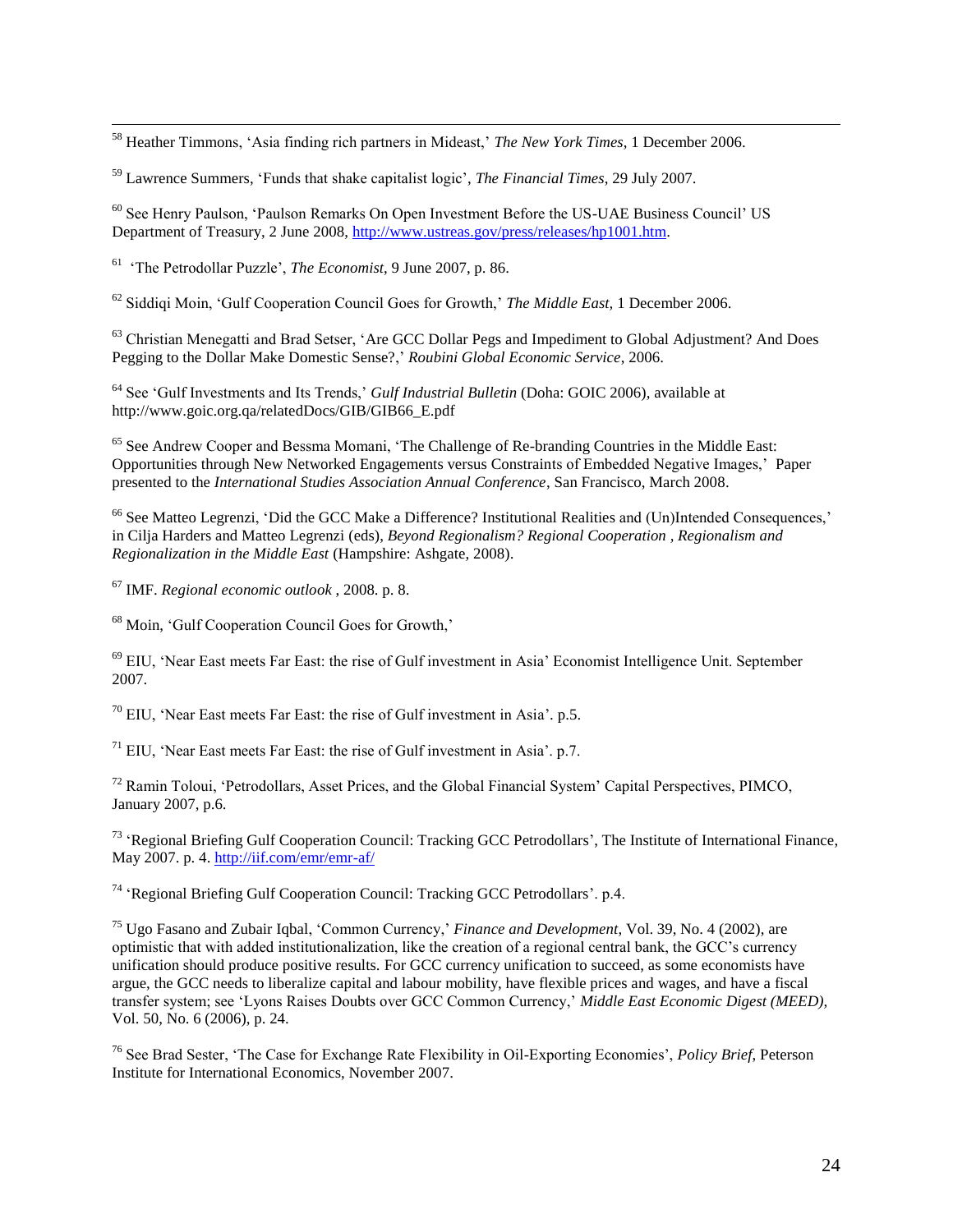[58] Heather Timmons, 'Asia finding rich partners in Mideast,' *The New York Times*, 1 December 2006.

[59] Lawrence Summers, 'Funds that shake capitalist logic', *The Financial Times*, 29 July 2007.

[60] See Henry Paulson, 'Paulson Remarks On Open Investment Before the US-UAE Business Council' US Department of Treasury, 2 June 2008, http://www.ustreas.gov/press/releases/hp1001.htm.

[61] 'The Petrodollar Puzzle', *The Economist*, 9 June 2007, p. 86.

[62] Siddiqi Moin, 'Gulf Cooperation Council Goes for Growth,' *The Middle East*, 1 December 2006.

[63] Christian Menegatti and Brad Setser, 'Are GCC Dollar Pegs and Impediment to Global Adjustment? And Does Pegging to the Dollar Make Domestic Sense?,' *Roubini Global Economic Service*, 2006.

[64] See 'Gulf Investments and Its Trends,' *Gulf Industrial Bulletin* (Doha: GOIC 2006), available at http://www.goic.org.qa/relatedDocs/GIB/GIB66_E.pdf

[65] See Andrew Cooper and Bessma Momani, 'The Challenge of Re-branding Countries in the Middle East: Opportunities through New Networked Engagements versus Constraints of Embedded Negative Images,' Paper presented to the *International Studies Association Annual Conference*, San Francisco, March 2008.

[66] See Matteo Legrenzi, 'Did the GCC Make a Difference? Institutional Realities and (Un)Intended Consequences,' in Cilja Harders and Matteo Legrenzi (eds), *Beyond Regionalism? Regional Cooperation , Regionalism and Regionalization in the Middle East* (Hampshire: Ashgate, 2008).

[67] IMF. *Regional economic outlook* , 2008. p. 8.

[68] Moin, 'Gulf Cooperation Council Goes for Growth,'

[69] EIU, 'Near East meets Far East: the rise of Gulf investment in Asia' Economist Intelligence Unit. September 2007.

[70] EIU, 'Near East meets Far East: the rise of Gulf investment in Asia'. p.5.

[71] EIU, 'Near East meets Far East: the rise of Gulf investment in Asia'. p.7.

[72] Ramin Toloui, 'Petrodollars, Asset Prices, and the Global Financial System' Capital Perspectives, PIMCO, January 2007, p.6.

[73] 'Regional Briefing Gulf Cooperation Council: Tracking GCC Petrodollars', The Institute of International Finance, May 2007. p. 4. http://iif.com/emr/emr-af/

[74] 'Regional Briefing Gulf Cooperation Council: Tracking GCC Petrodollars'. p.4.

[75] Ugo Fasano and Zubair Iqbal, 'Common Currency,' *Finance and Development*, Vol. 39, No. 4 (2002), are optimistic that with added institutionalization, like the creation of a regional central bank, the GCC's currency unification should produce positive results. For GCC currency unification to succeed, as some economists have argue, the GCC needs to liberalize capital and labour mobility, have flexible prices and wages, and have a fiscal transfer system; see 'Lyons Raises Doubts over GCC Common Currency,' *Middle East Economic Digest (MEED)*, Vol. 50, No. 6 (2006), p. 24.

[76] See Brad Sester, 'The Case for Exchange Rate Flexibility in Oil-Exporting Economies', *Policy Brief*, Peterson Institute for International Economics, November 2007.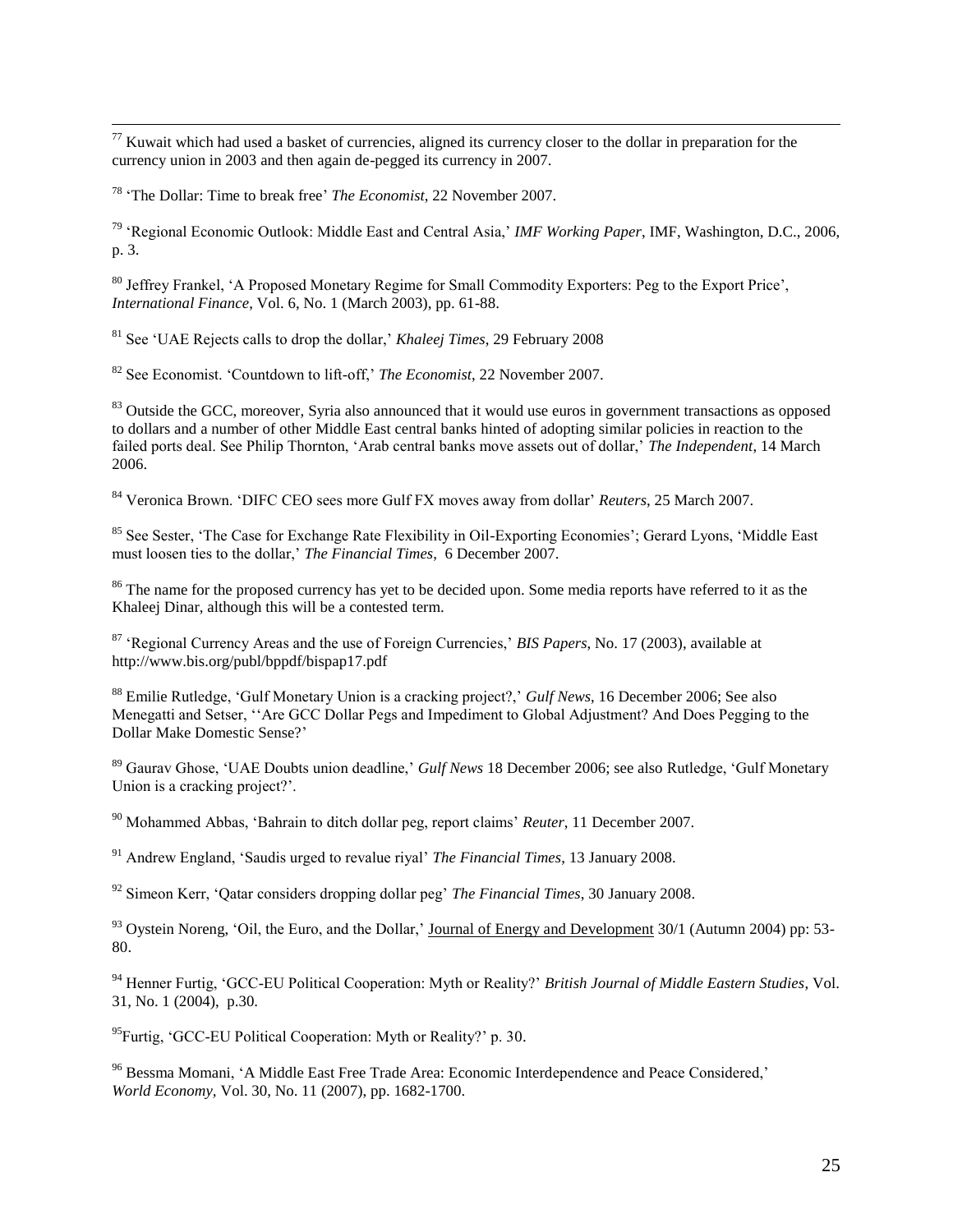[77] Kuwait which had used a basket of currencies, aligned its currency closer to the dollar in preparation for the currency union in 2003 and then again de-pegged its currency in 2007.

[78] 'The Dollar: Time to break free' *The Economist*, 22 November 2007.

[79] 'Regional Economic Outlook: Middle East and Central Asia,' *IMF Working Paper*, IMF, Washington, D.C., 2006, p. 3.

[80] Jeffrey Frankel, 'A Proposed Monetary Regime for Small Commodity Exporters: Peg to the Export Price', *International Finance*, Vol. 6, No. 1 (March 2003), pp. 61-88.

[81] See 'UAE Rejects calls to drop the dollar,' *Khaleej Times*, 29 February 2008

[82] See Economist. 'Countdown to lift-off,' *The Economist*, 22 November 2007.

[83] Outside the GCC, moreover, Syria also announced that it would use euros in government transactions as opposed to dollars and a number of other Middle East central banks hinted of adopting similar policies in reaction to the failed ports deal. See Philip Thornton, 'Arab central banks move assets out of dollar,' *The Independent*, 14 March 2006.

[84] Veronica Brown. 'DIFC CEO sees more Gulf FX moves away from dollar' *Reuters*, 25 March 2007.

[85] See Sester, 'The Case for Exchange Rate Flexibility in Oil-Exporting Economies'; Gerard Lyons, 'Middle East must loosen ties to the dollar,' *The Financial Times*, 6 December 2007.

[86] The name for the proposed currency has yet to be decided upon. Some media reports have referred to it as the Khaleej Dinar, although this will be a contested term.

[87] 'Regional Currency Areas and the use of Foreign Currencies,' *BIS Papers*, No. 17 (2003), available at http://www.bis.org/publ/bppdf/bispap17.pdf

[88] Emilie Rutledge, 'Gulf Monetary Union is a cracking project?,' *Gulf News*, 16 December 2006; See also Menegatti and Setser, ''Are GCC Dollar Pegs and Impediment to Global Adjustment? And Does Pegging to the Dollar Make Domestic Sense?'

[89] Gaurav Ghose, 'UAE Doubts union deadline,' *Gulf News* 18 December 2006; see also Rutledge, 'Gulf Monetary Union is a cracking project?'.

[90] Mohammed Abbas, 'Bahrain to ditch dollar peg, report claims' *Reuter*, 11 December 2007.

[91] Andrew England, 'Saudis urged to revalue riyal' *The Financial Times*, 13 January 2008.

[92] Simeon Kerr, 'Qatar considers dropping dollar peg' *The Financial Times*, 30 January 2008.

[93] Oystein Noreng, 'Oil, the Euro, and the Dollar,' Journal of Energy and Development 30/1 (Autumn 2004) pp: 53-80.

[94] Henner Furtig, 'GCC-EU Political Cooperation: Myth or Reality?' *British Journal of Middle Eastern Studies*, Vol. 31, No. 1 (2004), p.30.

[95] Furtig, 'GCC-EU Political Cooperation: Myth or Reality?' p. 30.

[96] Bessma Momani, 'A Middle East Free Trade Area: Economic Interdependence and Peace Considered,' *World Economy*, Vol. 30, No. 11 (2007), pp. 1682-1700.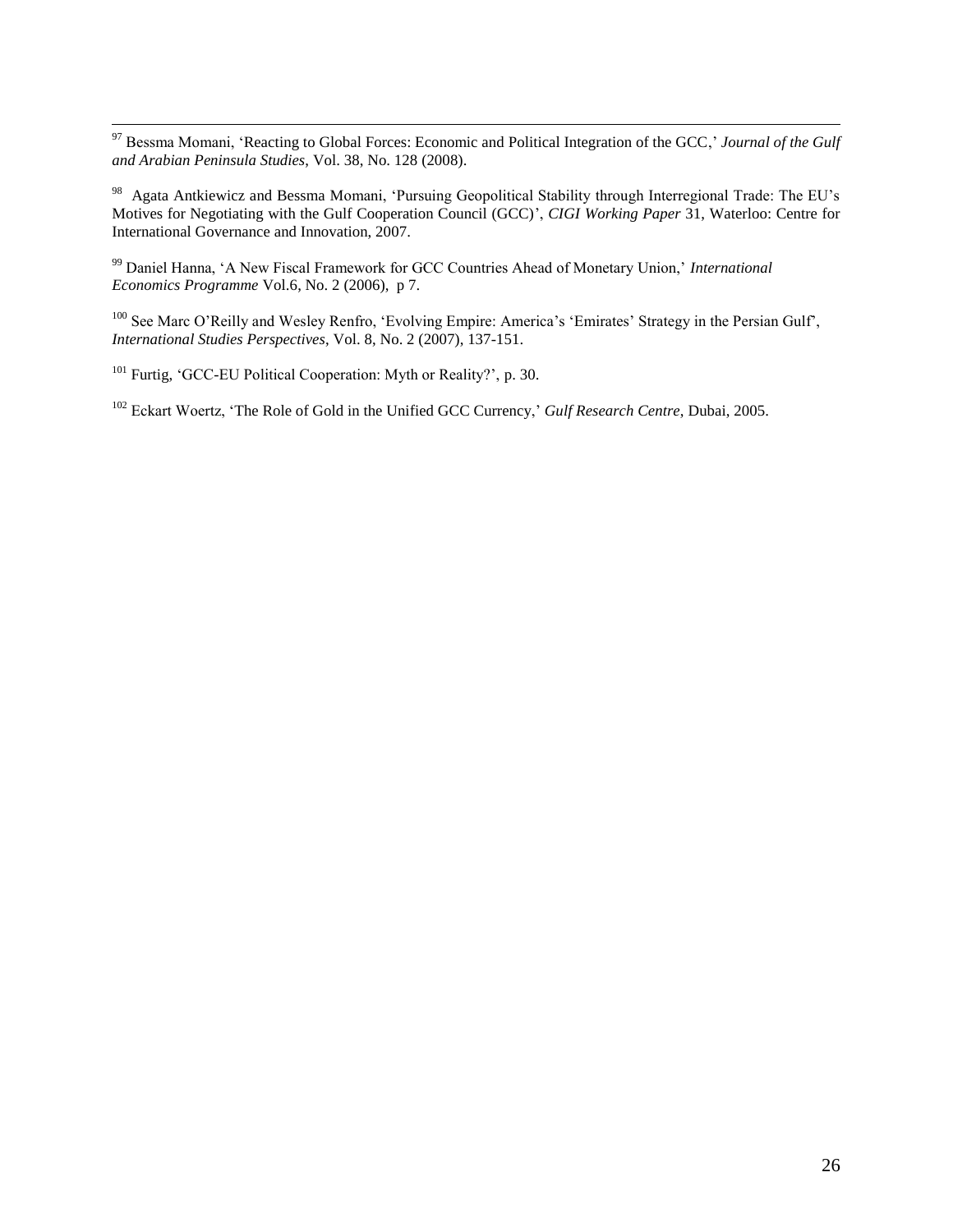[97] Bessma Momani, 'Reacting to Global Forces: Economic and Political Integration of the GCC,' *Journal of the Gulf and Arabian Peninsula Studies*, Vol. 38, No. 128 (2008).

[98] Agata Antkiewicz and Bessma Momani, 'Pursuing Geopolitical Stability through Interregional Trade: The EU's Motives for Negotiating with the Gulf Cooperation Council (GCC)', *CIGI Working Paper* 31, Waterloo: Centre for International Governance and Innovation, 2007.

[99] Daniel Hanna, 'A New Fiscal Framework for GCC Countries Ahead of Monetary Union,' *International Economics Programme* Vol.6, No. 2 (2006), p 7.

[100] See Marc O'Reilly and Wesley Renfro, 'Evolving Empire: America's 'Emirates' Strategy in the Persian Gulf', *International Studies Perspectives*, Vol. 8, No. 2 (2007), 137-151.

[101] Furtig, 'GCC-EU Political Cooperation: Myth or Reality?', p. 30.

[102] Eckart Woertz, 'The Role of Gold in the Unified GCC Currency,' *Gulf Research Centre*, Dubai, 2005.